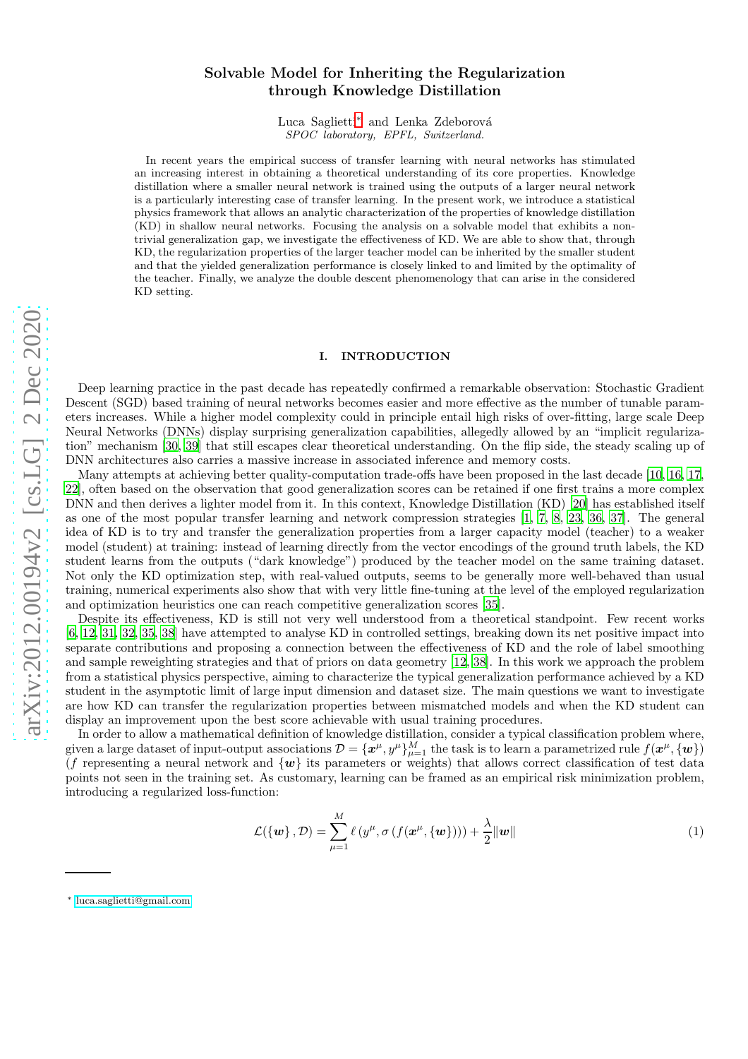# Solvable Model for Inheriting the Regularization through Knowledge Distillation

Luca Saglietti[*] and Lenka Zdeborová
*SPOC laboratory, EPFL, Switzerland.*

In recent years the empirical success of transfer learning with neural networks has stimulated an increasing interest in obtaining a theoretical understanding of its core properties. Knowledge distillation where a smaller neural network is trained using the outputs of a larger neural network is a particularly interesting case of transfer learning. In the present work, we introduce a statistical physics framework that allows an analytic characterization of the properties of knowledge distillation (KD) in shallow neural networks. Focusing the analysis on a solvable model that exhibits a non-trivial generalization gap, we investigate the effectiveness of KD. We are able to show that, through KD, the regularization properties of the larger teacher model can be inherited by the smaller student and that the yielded generalization performance is closely linked to and limited by the optimality of the teacher. Finally, we analyze the double descent phenomenology that can arise in the considered KD setting.

## I. INTRODUCTION

Deep learning practice in the past decade has repeatedly confirmed a remarkable observation: Stochastic Gradient Descent (SGD) based training of neural networks becomes easier and more effective as the number of tunable parameters increases. While a higher model complexity could in principle entail high risks of over-fitting, large scale Deep Neural Networks (DNNs) display surprising generalization capabilities, allegedly allowed by an "implicit regularization" mechanism [30, 39] that still escapes clear theoretical understanding. On the flip side, the steady scaling up of DNN architectures also carries a massive increase in associated inference and memory costs.

Many attempts at achieving better quality-computation trade-offs have been proposed in the last decade [10, 16, 17, 22], often based on the observation that good generalization scores can be retained if one first trains a more complex DNN and then derives a lighter model from it. In this context, Knowledge Distillation (KD) [20] has established itself as one of the most popular transfer learning and network compression strategies [1, 7, 8, 23, 36, 37]. The general idea of KD is to try and transfer the generalization properties from a larger capacity model (teacher) to a weaker model (student) at training: instead of learning directly from the vector encodings of the ground truth labels, the KD student learns from the outputs ("dark knowledge") produced by the teacher model on the same training dataset. Not only the KD optimization step, with real-valued outputs, seems to be generally more well-behaved than usual training, numerical experiments also show that with very little fine-tuning at the level of the employed regularization and optimization heuristics one can reach competitive generalization scores [35].

Despite its effectiveness, KD is still not very well understood from a theoretical standpoint. Few recent works [6, 12, 31, 32, 35, 38] have attempted to analyse KD in controlled settings, breaking down its net positive impact into separate contributions and proposing a connection between the effectiveness of KD and the role of label smoothing and sample reweighting strategies and that of priors on data geometry [12, 38]. In this work we approach the problem from a statistical physics perspective, aiming to characterize the typical generalization performance achieved by a KD student in the asymptotic limit of large input dimension and dataset size. The main questions we want to investigate are how KD can transfer the regularization properties between mismatched models and when the KD student can display an improvement upon the best score achievable with usual training procedures.

In order to allow a mathematical definition of knowledge distillation, consider a typical classification problem where, given a large dataset of input-output associations $\mathcal{D} = \{\boldsymbol{x}^\mu, y^\mu\}_{\mu=1}^M$ the task is to learn a parametrized rule $f(\boldsymbol{x}^\mu, \{\boldsymbol{w}\})$ ($f$ representing a neural network and $\{\boldsymbol{w}\}$ its parameters or weights) that allows correct classification of test data points not seen in the training set. As customary, learning can be framed as an empirical risk minimization problem, introducing a regularized loss-function:

$$\mathcal{L}(\{\boldsymbol{w}\}, \mathcal{D}) = \sum_{\mu=1}^{M} \ell\left(y^\mu, \sigma\left(f(\boldsymbol{x}^\mu, \{\boldsymbol{w}\})\right)\right) + \frac{\lambda}{2}\|\boldsymbol{w}\| \tag{1}$$

[*] luca.saglietti@gmail.com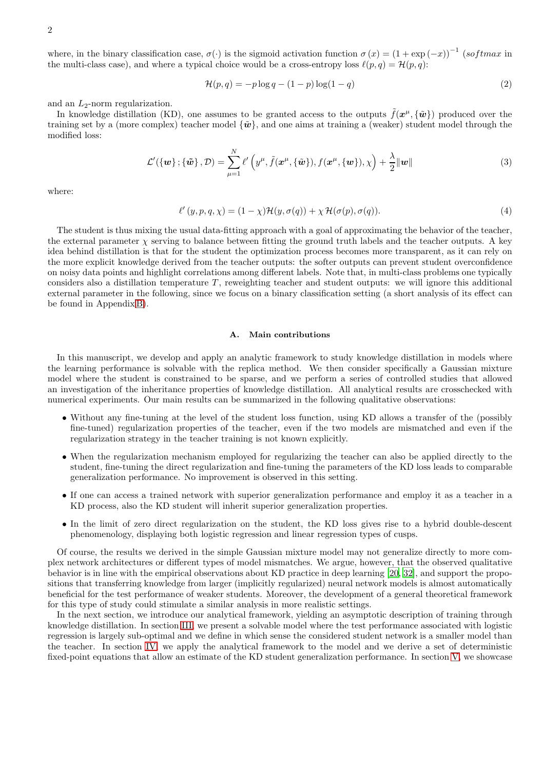where, in the binary classification case, $\sigma(\cdot)$ is the sigmoid activation function $\sigma(x) = (1 + \exp(-x))^{-1}$ (*softmax* in the multi-class case), and where a typical choice would be a cross-entropy loss $\ell(p, q) = \mathcal{H}(p, q)$:

$$\mathcal{H}(p, q) = -p \log q - (1 - p) \log(1 - q) \tag{2}$$

and an $L_2$-norm regularization.

In knowledge distillation (KD), one assumes to be granted access to the outputs $\tilde{f}(\boldsymbol{x}^\mu, \{\tilde{\boldsymbol{w}}\})$ produced over the training set by a (more complex) teacher model $\{\tilde{\boldsymbol{w}}\}$, and one aims at training a (weaker) student model through the modified loss:

$$\mathcal{L}'(\{\boldsymbol{w}\}; \{\tilde{\boldsymbol{w}}\}, \mathcal{D}) = \sum_{\mu=1}^{N} \ell'\left(y^\mu, \tilde{f}(\boldsymbol{x}^\mu, \{\tilde{\boldsymbol{w}}\}), f(\boldsymbol{x}^\mu, \{\boldsymbol{w}\}), \chi\right) + \frac{\lambda}{2}\|\boldsymbol{w}\| \tag{3}$$

where:

$$\ell'(y, p, q, \chi) = (1 - \chi)\mathcal{H}(y, \sigma(q)) + \chi\, \mathcal{H}(\sigma(p), \sigma(q)). \tag{4}$$

The student is thus mixing the usual data-fitting approach with a goal of approximating the behavior of the teacher, the external parameter $\chi$ serving to balance between fitting the ground truth labels and the teacher outputs. A key idea behind distillation is that for the student the optimization process becomes more transparent, as it can rely on the more explicit knowledge derived from the teacher outputs: the softer outputs can prevent student overconfidence on noisy data points and highlight correlations among different labels. Note that, in multi-class problems one typically considers also a distillation temperature $T$, reweighting teacher and student outputs: we will ignore this additional external parameter in the following, since we focus on a binary classification setting (a short analysis of its effect can be found in Appendix B).

### A. Main contributions

In this manuscript, we develop and apply an analytic framework to study knowledge distillation in models where the learning performance is solvable with the replica method. We then consider specifically a Gaussian mixture model where the student is constrained to be sparse, and we perform a series of controlled studies that allowed an investigation of the inheritance properties of knowledge distillation. All analytical results are crosschecked with numerical experiments. Our main results can be summarized in the following qualitative observations:

- Without any fine-tuning at the level of the student loss function, using KD allows a transfer of the (possibly fine-tuned) regularization properties of the teacher, even if the two models are mismatched and even if the regularization strategy in the teacher training is not known explicitly.
- When the regularization mechanism employed for regularizing the teacher can also be applied directly to the student, fine-tuning the direct regularization and fine-tuning the parameters of the KD loss leads to comparable generalization performance. No improvement is observed in this setting.
- If one can access a trained network with superior generalization performance and employ it as a teacher in a KD process, also the KD student will inherit superior generalization properties.
- In the limit of zero direct regularization on the student, the KD loss gives rise to a hybrid double-descent phenomenology, displaying both logistic regression and linear regression types of cusps.

Of course, the results we derived in the simple Gaussian mixture model may not generalize directly to more complex network architectures or different types of model mismatches. We argue, however, that the observed qualitative behavior is in line with the empirical observations about KD practice in deep learning [20, 32], and support the propositions that transferring knowledge from larger (implicitly regularized) neural network models is almost automatically beneficial for the test performance of weaker students. Moreover, the development of a general theoretical framework for this type of study could stimulate a similar analysis in more realistic settings.

In the next section, we introduce our analytical framework, yielding an asymptotic description of training through knowledge distillation. In section III, we present a solvable model where the test performance associated with logistic regression is largely sub-optimal and we define in which sense the considered student network is a smaller model than the teacher. In section IV, we apply the analytical framework to the model and we derive a set of deterministic fixed-point equations that allow an estimate of the KD student generalization performance. In section V, we showcase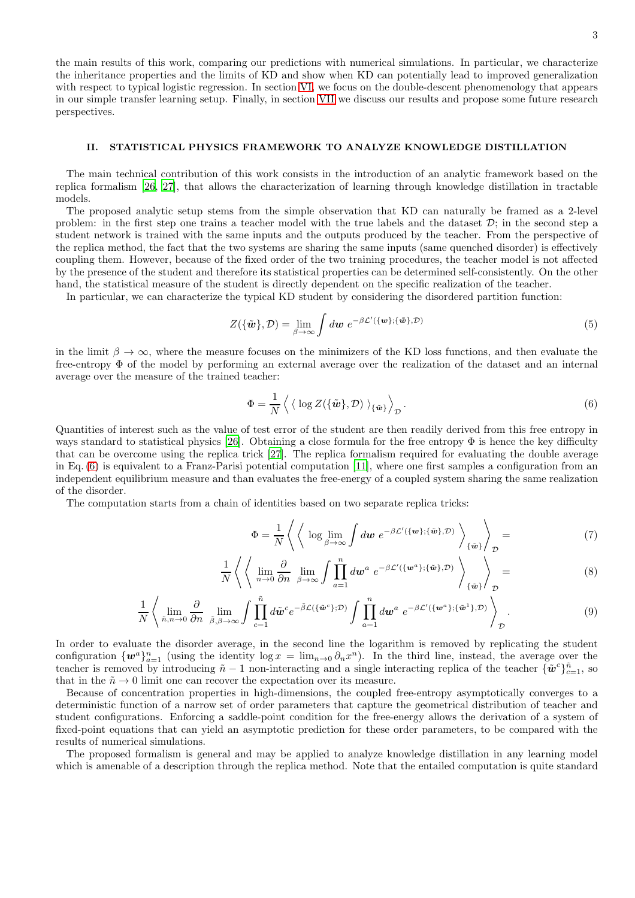the main results of this work, comparing our predictions with numerical simulations. In particular, we characterize the inheritance properties and the limits of KD and show when KD can potentially lead to improved generalization with respect to typical logistic regression. In section VI, we focus on the double-descent phenomenology that appears in our simple transfer learning setup. Finally, in section VII we discuss our results and propose some future research perspectives.

## II. STATISTICAL PHYSICS FRAMEWORK TO ANALYZE KNOWLEDGE DISTILLATION

The main technical contribution of this work consists in the introduction of an analytic framework based on the replica formalism [26, 27], that allows the characterization of learning through knowledge distillation in tractable models.

The proposed analytic setup stems from the simple observation that KD can naturally be framed as a 2-level problem: in the first step one trains a teacher model with the true labels and the dataset $\mathcal{D}$; in the second step a student network is trained with the same inputs and the outputs produced by the teacher. From the perspective of the replica method, the fact that the two systems are sharing the same inputs (same quenched disorder) is effectively coupling them. However, because of the fixed order of the two training procedures, the teacher model is not affected by the presence of the student and therefore its statistical properties can be determined self-consistently. On the other hand, the statistical measure of the student is directly dependent on the specific realization of the teacher.

In particular, we can characterize the typical KD student by considering the disordered partition function:

$$Z(\{\tilde{\boldsymbol{w}}\}, \mathcal{D}) = \lim_{\beta\to\infty} \int d\boldsymbol{w} \; e^{-\beta \mathcal{L}'(\{\boldsymbol{w}\};\{\tilde{\boldsymbol{w}}\},\mathcal{D})} \tag{5}$$

in the limit $\beta \to \infty$, where the measure focuses on the minimizers of the KD loss functions, and then evaluate the free-entropy $\Phi$ of the model by performing an external average over the realization of the dataset and an internal average over the measure of the trained teacher:

$$\Phi = \frac{1}{N} \Big\langle \left\langle \, \log Z(\{\tilde{\boldsymbol{w}}\}, \mathcal{D}) \, \right\rangle_{\{\tilde{\boldsymbol{w}}\}} \Big\rangle_{\mathcal{D}}. \tag{6}$$

Quantities of interest such as the value of test error of the student are then readily derived from this free entropy in ways standard to statistical physics [26]. Obtaining a close formula for the free entropy $\Phi$ is hence the key difficulty that can be overcome using the replica trick [27]. The replica formalism required for evaluating the double average in Eq. (6) is equivalent to a Franz-Parisi potential computation [11], where one first samples a configuration from an independent equilibrium measure and than evaluates the free-energy of a coupled system sharing the same realization of the disorder.

The computation starts from a chain of identities based on two separate replica tricks:

$$\Phi = \frac{1}{N} \left\langle \left\langle \; \log \lim_{\beta\to\infty} \int d\boldsymbol{w} \; e^{-\beta \mathcal{L}'(\{\boldsymbol{w}\};\{\tilde{\boldsymbol{w}}\},\mathcal{D})} \right\rangle_{\{\tilde{\boldsymbol{w}}\}} \right\rangle_{\mathcal{D}} = \tag{7}$$

$$\frac{1}{N} \left\langle \left\langle \; \lim_{n\to 0} \frac{\partial}{\partial n} \; \lim_{\beta\to\infty} \int \prod_{a=1}^{n} d\boldsymbol{w}^a \; e^{-\beta \mathcal{L}'(\{\boldsymbol{w}^a\};\{\tilde{\boldsymbol{w}}\},\mathcal{D})} \right\rangle_{\{\tilde{\boldsymbol{w}}\}} \right\rangle_{\mathcal{D}} = \tag{8}$$

$$\frac{1}{N} \left\langle \lim_{\tilde{n},n\to 0} \frac{\partial}{\partial n} \; \lim_{\tilde{\beta},\beta\to\infty} \int \prod_{c=1}^{\tilde{n}} d\tilde{\boldsymbol{w}}^c e^{-\tilde{\beta} \mathcal{L}(\{\tilde{\boldsymbol{w}}^c\};\mathcal{D})} \int \prod_{a=1}^{n} d\boldsymbol{w}^a \; e^{-\beta \mathcal{L}'(\{\boldsymbol{w}^a\};\{\tilde{\boldsymbol{w}}^1\},\mathcal{D})} \right\rangle_{\mathcal{D}}. \tag{9}$$

In order to evaluate the disorder average, in the second line the logarithm is removed by replicating the student configuration $\{\boldsymbol{w}^a\}_{a=1}^n$ (using the identity $\log x = \lim_{n\to 0} \partial_n x^n$). In the third line, instead, the average over the teacher is removed by introducing $\tilde{n}-1$ non-interacting and a single interacting replica of the teacher $\{\tilde{\boldsymbol{w}}^c\}_{c=1}^{\tilde{n}}$, so that in the $\tilde{n} \to 0$ limit one can recover the expectation over its measure.

Because of concentration properties in high-dimensions, the coupled free-entropy asymptotically converges to a deterministic function of a narrow set of order parameters that capture the geometrical distribution of teacher and student configurations. Enforcing a saddle-point condition for the free-energy allows the derivation of a system of fixed-point equations that can yield an asymptotic prediction for these order parameters, to be compared with the results of numerical simulations.

The proposed formalism is general and may be applied to analyze knowledge distillation in any learning model which is amenable of a description through the replica method. Note that the entailed computation is quite standard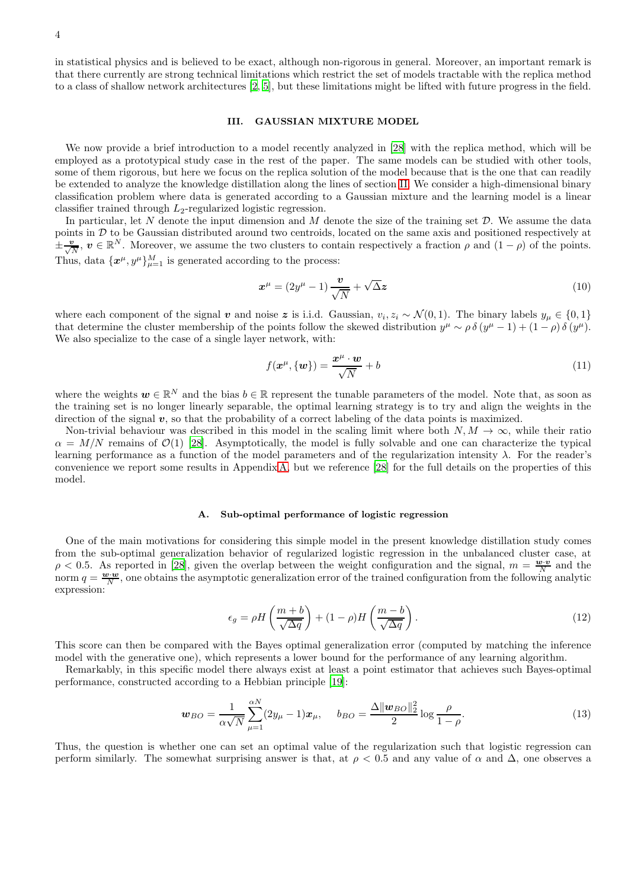in statistical physics and is believed to be exact, although non-rigorous in general. Moreover, an important remark is that there currently are strong technical limitations which restrict the set of models tractable with the replica method to a class of shallow network architectures [2, 5], but these limitations might be lifted with future progress in the field.

## III. GAUSSIAN MIXTURE MODEL

We now provide a brief introduction to a model recently analyzed in [28] with the replica method, which will be employed as a prototypical study case in the rest of the paper. The same models can be studied with other tools, some of them rigorous, but here we focus on the replica solution of the model because that is the one that can readily be extended to analyze the knowledge distillation along the lines of section II. We consider a high-dimensional binary classification problem where data is generated according to a Gaussian mixture and the learning model is a linear classifier trained through $L_2$-regularized logistic regression.

In particular, let $N$ denote the input dimension and $M$ denote the size of the training set $\mathcal{D}$. We assume the data points in $\mathcal{D}$ to be Gaussian distributed around two centroids, located on the same axis and positioned respectively at $\pm\frac{\boldsymbol{v}}{\sqrt{N}}$, $\boldsymbol{v} \in \mathbb{R}^N$. Moreover, we assume the two clusters to contain respectively a fraction $\rho$ and $(1-\rho)$ of the points. Thus, data $\{\boldsymbol{x}^\mu, y^\mu\}_{\mu=1}^M$ is generated according to the process:

$$
\boldsymbol{x}^\mu = (2y^\mu - 1)\frac{\boldsymbol{v}}{\sqrt{N}} + \sqrt{\Delta}\boldsymbol{z} \tag{10}
$$

where each component of the signal $\boldsymbol{v}$ and noise $\boldsymbol{z}$ is i.i.d. Gaussian, $v_i, z_i \sim \mathcal{N}(0,1)$. The binary labels $y_\mu \in \{0,1\}$ that determine the cluster membership of the points follow the skewed distribution $y^\mu \sim \rho\,\delta\,(y^\mu - 1) + (1-\rho)\,\delta\,(y^\mu)$. We also specialize to the case of a single layer network, with:

$$
f(\boldsymbol{x}^\mu, \{\boldsymbol{w}\}) = \frac{\boldsymbol{x}^\mu \cdot \boldsymbol{w}}{\sqrt{N}} + b \tag{11}
$$

where the weights $\boldsymbol{w} \in \mathbb{R}^N$ and the bias $b \in \mathbb{R}$ represent the tunable parameters of the model. Note that, as soon as the training set is no longer linearly separable, the optimal learning strategy is to try and align the weights in the direction of the signal $\boldsymbol{v}$, so that the probability of a correct labeling of the data points is maximized.

Non-trivial behaviour was described in this model in the scaling limit where both $N, M \to \infty$, while their ratio $\alpha = M/N$ remains of $\mathcal{O}(1)$ [28]. Asymptotically, the model is fully solvable and one can characterize the typical learning performance as a function of the model parameters and of the regularization intensity $\lambda$. For the reader's convenience we report some results in Appendix A, but we reference [28] for the full details on the properties of this model.

### A. Sub-optimal performance of logistic regression

One of the main motivations for considering this simple model in the present knowledge distillation study comes from the sub-optimal generalization behavior of regularized logistic regression in the unbalanced cluster case, at $\rho < 0.5$. As reported in [28], given the overlap between the weight configuration and the signal, $m = \frac{\boldsymbol{w}\cdot\boldsymbol{v}}{N}$ and the norm $q = \frac{\boldsymbol{w}\cdot\boldsymbol{w}}{N}$, one obtains the asymptotic generalization error of the trained configuration from the following analytic expression:

$$
\epsilon_g = \rho H\left(\frac{m+b}{\sqrt{\Delta q}}\right) + (1-\rho) H\left(\frac{m-b}{\sqrt{\Delta q}}\right). \tag{12}
$$

This score can then be compared with the Bayes optimal generalization error (computed by matching the inference model with the generative one), which represents a lower bound for the performance of any learning algorithm.

Remarkably, in this specific model there always exist at least a point estimator that achieves such Bayes-optimal performance, constructed according to a Hebbian principle [19]:

$$
\boldsymbol{w}_{BO} = \frac{1}{\alpha\sqrt{N}}\sum_{\mu=1}^{\alpha N}(2y_\mu - 1)\boldsymbol{x}_\mu, \quad b_{BO} = \frac{\Delta\|\boldsymbol{w}_{BO}\|_2^2}{2}\log\frac{\rho}{1-\rho}. \tag{13}
$$

Thus, the question is whether one can set an optimal value of the regularization such that logistic regression can perform similarly. The somewhat surprising answer is that, at $\rho < 0.5$ and any value of $\alpha$ and $\Delta$, one observes a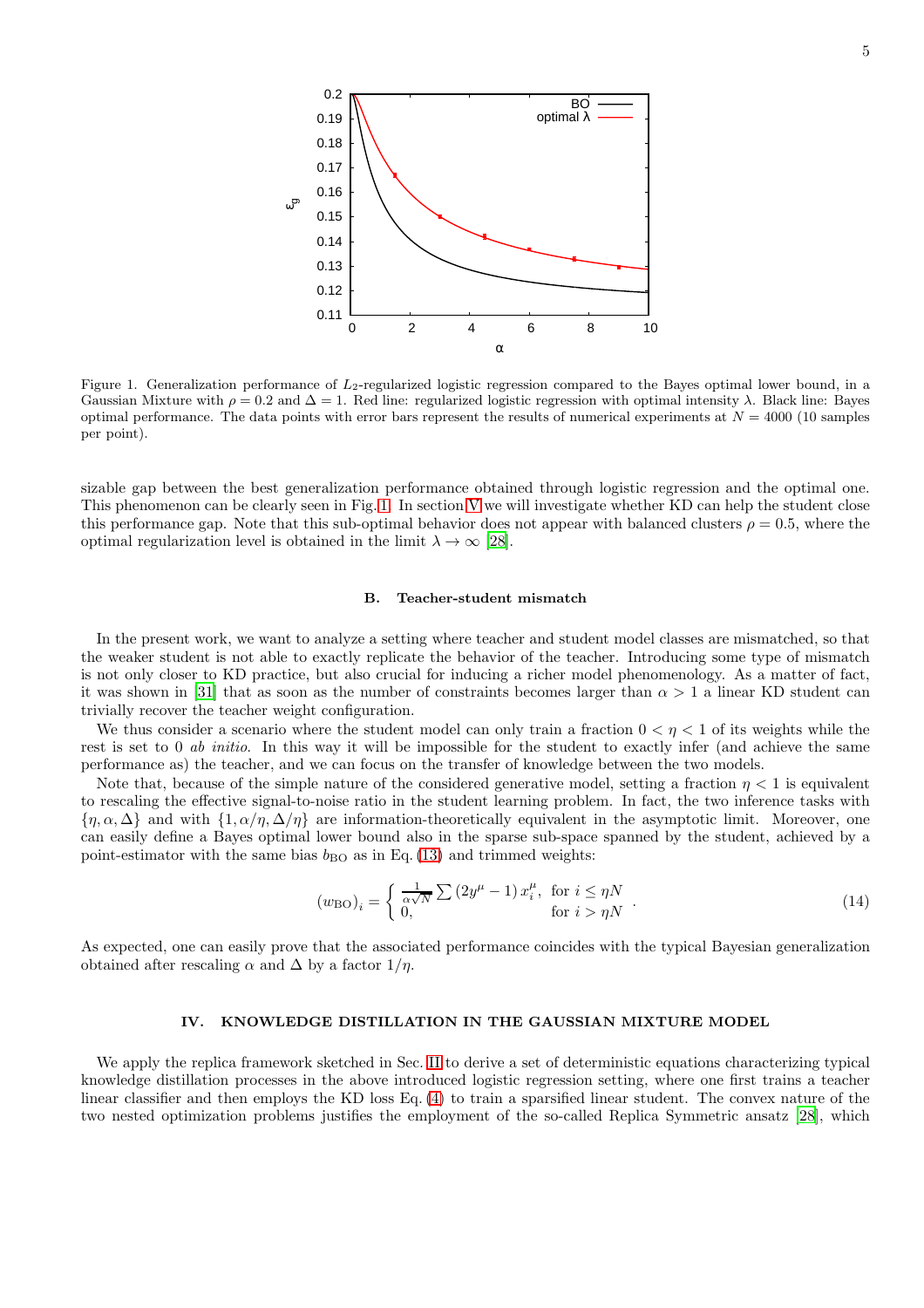Figure 1. Generalization performance of $L_2$-regularized logistic regression compared to the Bayes optimal lower bound, in a Gaussian Mixture with $\rho = 0.2$ and $\Delta = 1$. Red line: regularized logistic regression with optimal intensity $\lambda$. Black line: Bayes optimal performance. The data points with error bars represent the results of numerical experiments at $N = 4000$ (10 samples per point).

sizable gap between the best generalization performance obtained through logistic regression and the optimal one. This phenomenon can be clearly seen in Fig. 1. In section V we will investigate whether KD can help the student close this performance gap. Note that this sub-optimal behavior does not appear with balanced clusters $\rho = 0.5$, where the optimal regularization level is obtained in the limit $\lambda \to \infty$ [28].

### B. Teacher-student mismatch

In the present work, we want to analyze a setting where teacher and student model classes are mismatched, so that the weaker student is not able to exactly replicate the behavior of the teacher. Introducing some type of mismatch is not only closer to KD practice, but also crucial for inducing a richer model phenomenology. As a matter of fact, it was shown in [31] that as soon as the number of constraints becomes larger than $\alpha > 1$ a linear KD student can trivially recover the teacher weight configuration.

We thus consider a scenario where the student model can only train a fraction $0 < \eta < 1$ of its weights while the rest is set to 0 *ab initio*. In this way it will be impossible for the student to exactly infer (and achieve the same performance as) the teacher, and we can focus on the transfer of knowledge between the two models.

Note that, because of the simple nature of the considered generative model, setting a fraction $\eta < 1$ is equivalent to rescaling the effective signal-to-noise ratio in the student learning problem. In fact, the two inference tasks with $\{\eta, \alpha, \Delta\}$ and with $\{1, \alpha/\eta, \Delta/\eta\}$ are information-theoretically equivalent in the asymptotic limit. Moreover, one can easily define a Bayes optimal lower bound also in the sparse sub-space spanned by the student, achieved by a point-estimator with the same bias $b_{\text{BO}}$ as in Eq. (13) and trimmed weights:

$$
(w_{\text{BO}})_i = \begin{cases} \frac{1}{\alpha\sqrt{N}} \sum \left(2y^\mu - 1\right) x_i^\mu, & \text{for } i \leq \eta N \\ 0, & \text{for } i > \eta N \end{cases} . \tag{14}
$$

As expected, one can easily prove that the associated performance coincides with the typical Bayesian generalization obtained after rescaling $\alpha$ and $\Delta$ by a factor $1/\eta$.

## IV. KNOWLEDGE DISTILLATION IN THE GAUSSIAN MIXTURE MODEL

We apply the replica framework sketched in Sec. II to derive a set of deterministic equations characterizing typical knowledge distillation processes in the above introduced logistic regression setting, where one first trains a teacher linear classifier and then employs the KD loss Eq. (4) to train a sparsified linear student. The convex nature of the two nested optimization problems justifies the employment of the so-called Replica Symmetric ansatz [28], which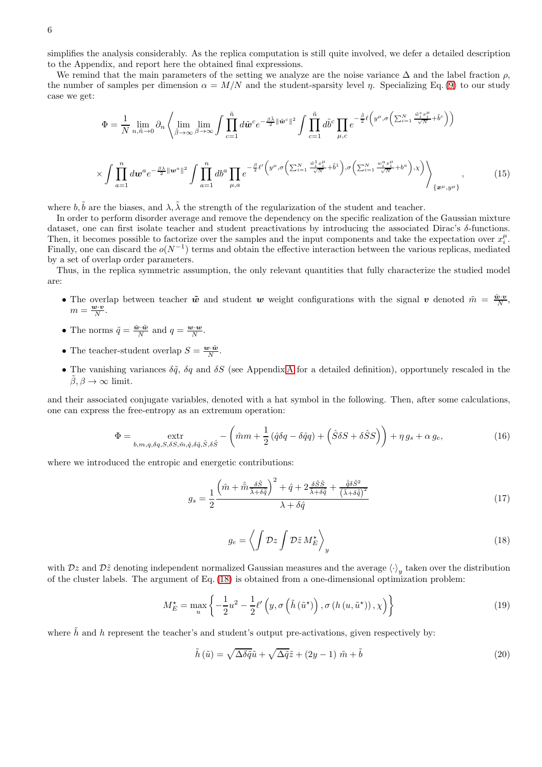simplifies the analysis considerably. As the replica computation is still quite involved, we defer a detailed description to the Appendix, and report here the obtained final expressions.

We remind that the main parameters of the setting we analyze are the noise variance $\Delta$ and the label fraction $\rho$, the number of samples per dimension $\alpha = M/N$ and the student-sparsity level $\eta$. Specializing Eq. (9) to our study case we get:

$$
\Phi = \frac{1}{N} \lim_{n,\tilde{n}\to 0} \partial_n \left\langle \lim_{\tilde{\beta}\to\infty} \lim_{\beta\to\infty} \int \prod_{c=1}^{\tilde{n}} d\tilde{\boldsymbol{w}}^c e^{-\frac{\tilde{\beta}\tilde{\lambda}}{2}\|\tilde{\boldsymbol{w}}^c\|^2} \int \prod_{c=1}^{\tilde{n}} d\tilde{b}^c \prod_{\mu,c} e^{-\frac{\tilde{\beta}}{2}\ell\left(y^\mu, \sigma\left(\sum_{i=1}^N \frac{\tilde{w}_i^c x_i^\mu}{\sqrt{N}} + \tilde{b}^c\right)\right)} \right.
$$

$$
\left. \times \int \prod_{a=1}^{n} d\boldsymbol{w}^a e^{-\frac{\beta\lambda}{2}\|\boldsymbol{w}^a\|^2} \int \prod_{a=1}^{n} db^a \prod_{\mu,a} e^{-\frac{\beta}{2}\ell'\left(y^\mu, \sigma\left(\sum_{i=1}^N \frac{\tilde{w}_i^1 x_i^\mu}{\sqrt{N}} + \tilde{b}^1\right), \sigma\left(\sum_{i=1}^N \frac{w_i^a x_i^\mu}{\sqrt{N}} + b^a\right), \chi\right)} \right\rangle_{\{\boldsymbol{x}^\mu, y^\mu\}}, \tag{15}
$$

where $b, \tilde{b}$ are the biases, and $\lambda, \tilde{\lambda}$ the strength of the regularization of the student and teacher.

In order to perform disorder average and remove the dependency on the specific realization of the Gaussian mixture dataset, one can first isolate teacher and student preactivations by introducing the associated Dirac's $\delta$-functions. Then, it becomes possible to factorize over the samples and the input components and take the expectation over $x_i^\mu$. Finally, one can discard the $o(N^{-1})$ terms and obtain the effective interaction between the various replicas, mediated by a set of overlap order parameters.

Thus, in the replica symmetric assumption, the only relevant quantities that fully characterize the studied model are:

- The overlap between teacher $\tilde{\boldsymbol{w}}$ and student $\boldsymbol{w}$ weight configurations with the signal $\boldsymbol{v}$ denoted $\tilde{m} = \frac{\tilde{\boldsymbol{w}}\cdot\boldsymbol{v}}{N}$, $m = \frac{\boldsymbol{w}\cdot\boldsymbol{v}}{N}$.
- The norms $\tilde{q} = \frac{\tilde{\boldsymbol{w}}\cdot\tilde{\boldsymbol{w}}}{N}$ and $q = \frac{\boldsymbol{w}\cdot\boldsymbol{w}}{N}$.
- The teacher-student overlap $S = \frac{\boldsymbol{w}\cdot\tilde{\boldsymbol{w}}}{N}$.
- The vanishing variances $\delta\tilde{q}$, $\delta q$ and $\delta S$ (see Appendix A for a detailed definition), opportunely rescaled in the $\tilde{\beta}, \beta \to \infty$ limit.

and their associated conjugate variables, denoted with a hat symbol in the following. Then, after some calculations, one can express the free-entropy as an extremum operation:

$$
\Phi = \underset{b,m,q,\delta q,S,\delta S,\hat{m},\hat{q},\delta\hat{q},\hat{S},\delta\hat{S}}{\text{extr}} - \left(\hat{m}m + \frac{1}{2}\left(\hat{q}\delta q - \delta\hat{q}q\right) + \left(\hat{S}\delta S + \delta\hat{S}S\right)\right) + \eta\, g_s + \alpha\, g_e, \tag{16}
$$

where we introduced the entropic and energetic contributions:

$$
g_s = \frac{1}{2} \frac{\left(\hat{m} + \hat{\tilde{m}}\frac{\delta\hat{S}}{\tilde{\lambda}+\delta\hat{\tilde{q}}}\right)^2 + \hat{q} + 2\frac{\delta\hat{S}\hat{S}}{\tilde{\lambda}+\delta\hat{\tilde{q}}} + \frac{\hat{\tilde{q}}\delta\hat{S}^2}{\left(\tilde{\lambda}+\delta\hat{\tilde{q}}\right)^2}}{\lambda + \delta\hat{q}} \tag{17}
$$

$$
g_e = \left\langle \int \mathcal{D}z \int \mathcal{D}\tilde{z}\, M_E^\star \right\rangle_y \tag{18}
$$

with $\mathcal{D}z$ and $\mathcal{D}\tilde{z}$ denoting independent normalized Gaussian measures and the average $\langle\cdot\rangle_y$ taken over the distribution of the cluster labels. The argument of Eq. (18) is obtained from a one-dimensional optimization problem:

$$
M_E^\star = \max_u \left\{ -\frac{1}{2}u^2 - \frac{1}{2}\ell'\left(y, \sigma\left(\tilde{h}\left(\tilde{u}^\star\right)\right), \sigma\left(h\left(u, \tilde{u}^\star\right)\right), \chi\right) \right\} \tag{19}
$$

where $\tilde{h}$ and $h$ represent the teacher's and student's output pre-activations, given respectively by:

$$
\tilde{h}\left(\tilde{u}\right) = \sqrt{\Delta\delta\tilde{q}}\,\tilde{u} + \sqrt{\Delta\tilde{q}}\,\tilde{z} + (2y-1)\,\tilde{m} + \tilde{b} \tag{20}
$$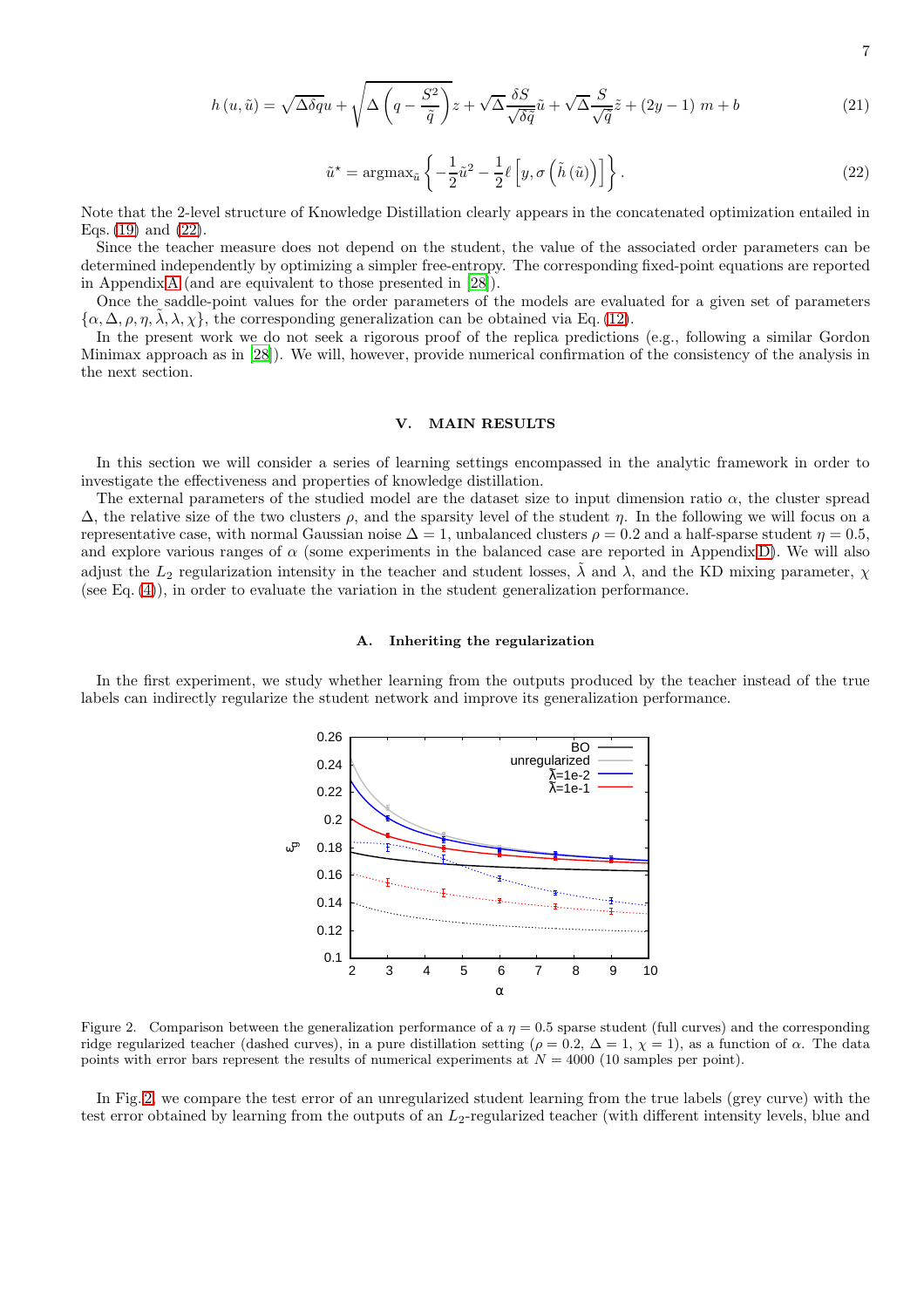$$h(u,\tilde{u}) = \sqrt{\Delta\delta q}u + \sqrt{\Delta\left(q - \frac{S^2}{\tilde{q}}\right)}z + \sqrt{\Delta}\frac{\delta S}{\sqrt{\delta\tilde{q}}}\tilde{u} + \sqrt{\Delta}\frac{S}{\sqrt{\tilde{q}}}\tilde{z} + (2y-1)\,m + b \tag{21}$$

$$\tilde{u}^{\star} = \mathrm{argmax}_{\tilde{u}}\left\{-\frac{1}{2}\tilde{u}^2 - \frac{1}{2}\ell\left[y, \sigma\left(\tilde{h}\left(\tilde{u}\right)\right)\right]\right\}. \tag{22}$$

Note that the 2-level structure of Knowledge Distillation clearly appears in the concatenated optimization entailed in Eqs. (19) and (22).

Since the teacher measure does not depend on the student, the value of the associated order parameters can be determined independently by optimizing a simpler free-entropy. The corresponding fixed-point equations are reported in Appendix A (and are equivalent to those presented in [28]).

Once the saddle-point values for the order parameters of the models are evaluated for a given set of parameters $\{\alpha, \Delta, \rho, \eta, \tilde{\lambda}, \lambda, \chi\}$, the corresponding generalization can be obtained via Eq. (12).

In the present work we do not seek a rigorous proof of the replica predictions (e.g., following a similar Gordon Minimax approach as in [28]). We will, however, provide numerical confirmation of the consistency of the analysis in the next section.

## V. MAIN RESULTS

In this section we will consider a series of learning settings encompassed in the analytic framework in order to investigate the effectiveness and properties of knowledge distillation.

The external parameters of the studied model are the dataset size to input dimension ratio $\alpha$, the cluster spread $\Delta$, the relative size of the two clusters $\rho$, and the sparsity level of the student $\eta$. In the following we will focus on a representative case, with normal Gaussian noise $\Delta = 1$, unbalanced clusters $\rho = 0.2$ and a half-sparse student $\eta = 0.5$, and explore various ranges of $\alpha$ (some experiments in the balanced case are reported in Appendix D). We will also adjust the $L_2$ regularization intensity in the teacher and student losses, $\tilde{\lambda}$ and $\lambda$, and the KD mixing parameter, $\chi$ (see Eq. (4)), in order to evaluate the variation in the student generalization performance.

### A. Inheriting the regularization

In the first experiment, we study whether learning from the outputs produced by the teacher instead of the true labels can indirectly regularize the student network and improve its generalization performance.

Figure 2. Comparison between the generalization performance of a $\eta = 0.5$ sparse student (full curves) and the corresponding ridge regularized teacher (dashed curves), in a pure distillation setting ($\rho = 0.2$, $\Delta = 1$, $\chi = 1$), as a function of $\alpha$. The data points with error bars represent the results of numerical experiments at $N = 4000$ (10 samples per point).

In Fig. 2, we compare the test error of an unregularized student learning from the true labels (grey curve) with the test error obtained by learning from the outputs of an $L_2$-regularized teacher (with different intensity levels, blue and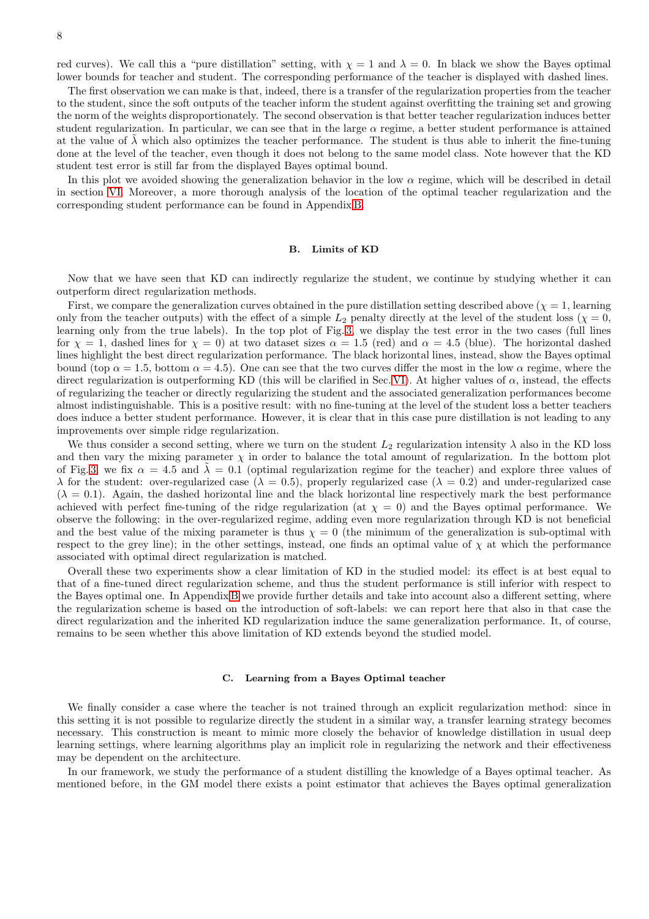red curves). We call this a "pure distillation" setting, with $\chi = 1$ and $\lambda = 0$. In black we show the Bayes optimal lower bounds for teacher and student. The corresponding performance of the teacher is displayed with dashed lines.

The first observation we can make is that, indeed, there is a transfer of the regularization properties from the teacher to the student, since the soft outputs of the teacher inform the student against overfitting the training set and growing the norm of the weights disproportionately. The second observation is that better teacher regularization induces better student regularization. In particular, we can see that in the large $\alpha$ regime, a better student performance is attained at the value of $\tilde{\lambda}$ which also optimizes the teacher performance. The student is thus able to inherit the fine-tuning done at the level of the teacher, even though it does not belong to the same model class. Note however that the KD student test error is still far from the displayed Bayes optimal bound.

In this plot we avoided showing the generalization behavior in the low $\alpha$ regime, which will be described in detail in section VI. Moreover, a more thorough analysis of the location of the optimal teacher regularization and the corresponding student performance can be found in Appendix B.

### B. Limits of KD

Now that we have seen that KD can indirectly regularize the student, we continue by studying whether it can outperform direct regularization methods.

First, we compare the generalization curves obtained in the pure distillation setting described above ($\chi = 1$, learning only from the teacher outputs) with the effect of a simple $L_2$ penalty directly at the level of the student loss ($\chi = 0$, learning only from the true labels). In the top plot of Fig. 3, we display the test error in the two cases (full lines for $\chi = 1$, dashed lines for $\chi = 0$) at two dataset sizes $\alpha = 1.5$ (red) and $\alpha = 4.5$ (blue). The horizontal dashed lines highlight the best direct regularization performance. The black horizontal lines, instead, show the Bayes optimal bound (top $\alpha = 1.5$, bottom $\alpha = 4.5$). One can see that the two curves differ the most in the low $\alpha$ regime, where the direct regularization is outperforming KD (this will be clarified in Sec. VI). At higher values of $\alpha$, instead, the effects of regularizing the teacher or directly regularizing the student and the associated generalization performances become almost indistinguishable. This is a positive result: with no fine-tuning at the level of the student loss a better teachers does induce a better student performance. However, it is clear that in this case pure distillation is not leading to any improvements over simple ridge regularization.

We thus consider a second setting, where we turn on the student $L_2$ regularization intensity $\lambda$ also in the KD loss and then vary the mixing parameter $\chi$ in order to balance the total amount of regularization. In the bottom plot of Fig. 3, we fix $\alpha = 4.5$ and $\tilde{\lambda} = 0.1$ (optimal regularization regime for the teacher) and explore three values of $\lambda$ for the student: over-regularized case ($\lambda = 0.5$), properly regularized case ($\lambda = 0.2$) and under-regularized case ($\lambda = 0.1$). Again, the dashed horizontal line and the black horizontal line respectively mark the best performance achieved with perfect fine-tuning of the ridge regularization (at $\chi = 0$) and the Bayes optimal performance. We observe the following: in the over-regularized regime, adding even more regularization through KD is not beneficial and the best value of the mixing parameter is thus $\chi = 0$ (the minimum of the generalization is sub-optimal with respect to the grey line); in the other settings, instead, one finds an optimal value of $\chi$ at which the performance associated with optimal direct regularization is matched.

Overall these two experiments show a clear limitation of KD in the studied model: its effect is at best equal to that of a fine-tuned direct regularization scheme, and thus the student performance is still inferior with respect to the Bayes optimal one. In Appendix B we provide further details and take into account also a different setting, where the regularization scheme is based on the introduction of soft-labels: we can report here that also in that case the direct regularization and the inherited KD regularization induce the same generalization performance. It, of course, remains to be seen whether this above limitation of KD extends beyond the studied model.

### C. Learning from a Bayes Optimal teacher

We finally consider a case where the teacher is not trained through an explicit regularization method: since in this setting it is not possible to regularize directly the student in a similar way, a transfer learning strategy becomes necessary. This construction is meant to mimic more closely the behavior of knowledge distillation in usual deep learning settings, where learning algorithms play an implicit role in regularizing the network and their effectiveness may be dependent on the architecture.

In our framework, we study the performance of a student distilling the knowledge of a Bayes optimal teacher. As mentioned before, in the GM model there exists a point estimator that achieves the Bayes optimal generalization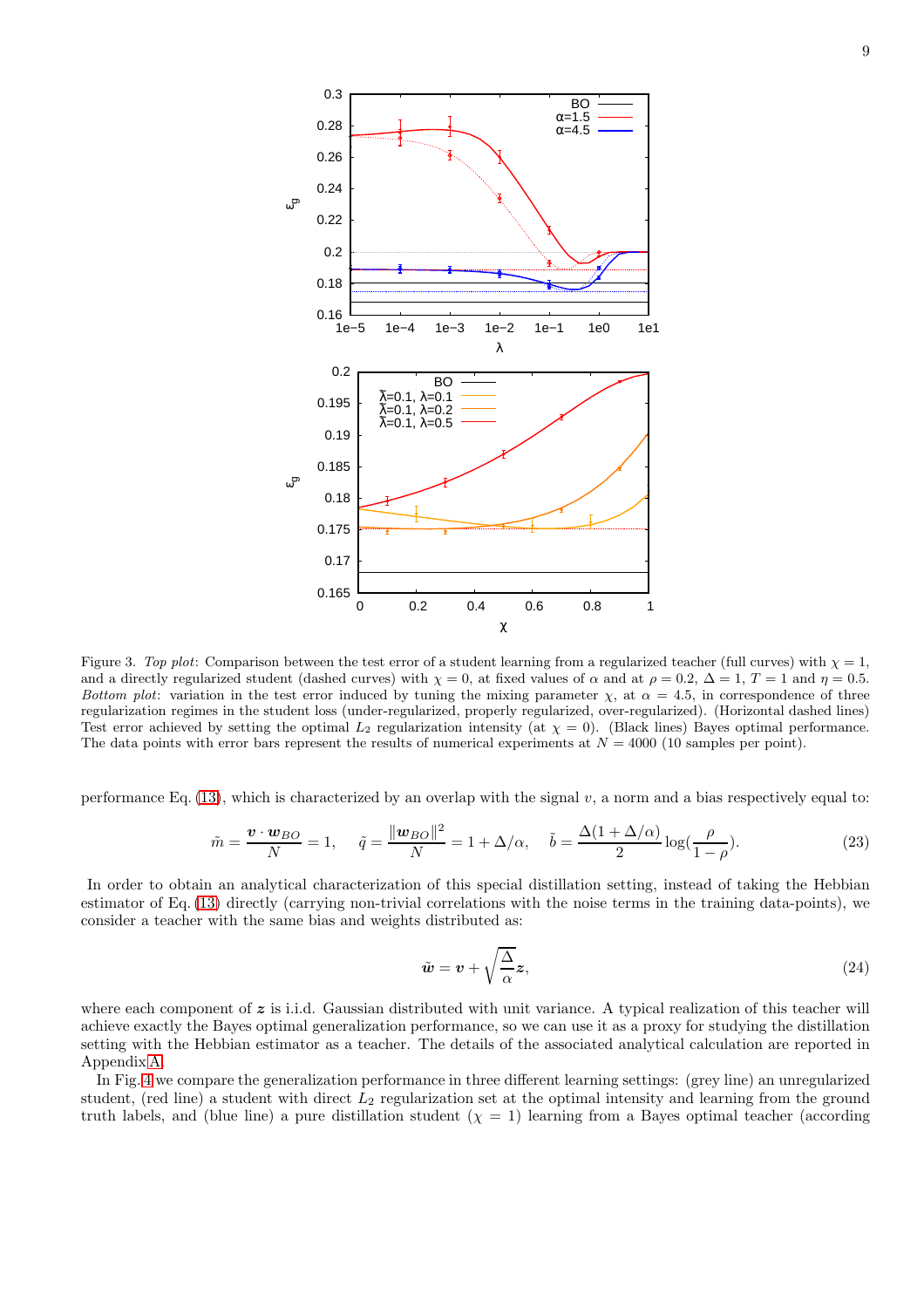Figure 3. *Top plot*: Comparison between the test error of a student learning from a regularized teacher (full curves) with $\chi = 1$, and a directly regularized student (dashed curves) with $\chi = 0$, at fixed values of $\alpha$ and at $\rho = 0.2$, $\Delta = 1$, $T = 1$ and $\eta = 0.5$. *Bottom plot*: variation in the test error induced by tuning the mixing parameter $\chi$, at $\alpha = 4.5$, in correspondence of three regularization regimes in the student loss (under-regularized, properly regularized, over-regularized). (Horizontal dashed lines) Test error achieved by setting the optimal $L_2$ regularization intensity (at $\chi = 0$). (Black lines) Bayes optimal performance. The data points with error bars represent the results of numerical experiments at $N = 4000$ (10 samples per point).

performance Eq. (13), which is characterized by an overlap with the signal $v$, a norm and a bias respectively equal to:

$$\tilde{m} = \frac{\boldsymbol{v} \cdot \boldsymbol{w}_{BO}}{N} = 1, \quad \tilde{q} = \frac{\|\boldsymbol{w}_{BO}\|^2}{N} = 1 + \Delta/\alpha, \quad \tilde{b} = \frac{\Delta(1 + \Delta/\alpha)}{2} \log\left(\frac{\rho}{1-\rho}\right). \tag{23}$$

In order to obtain an analytical characterization of this special distillation setting, instead of taking the Hebbian estimator of Eq. (13) directly (carrying non-trivial correlations with the noise terms in the training data-points), we consider a teacher with the same bias and weights distributed as:

$$\tilde{\boldsymbol{w}} = \boldsymbol{v} + \sqrt{\frac{\Delta}{\alpha}} \boldsymbol{z}, \tag{24}$$

where each component of $\boldsymbol{z}$ is i.i.d. Gaussian distributed with unit variance. A typical realization of this teacher will achieve exactly the Bayes optimal generalization performance, so we can use it as a proxy for studying the distillation setting with the Hebbian estimator as a teacher. The details of the associated analytical calculation are reported in Appendix A.

In Fig. 4 we compare the generalization performance in three different learning settings: (grey line) an unregularized student, (red line) a student with direct $L_2$ regularization set at the optimal intensity and learning from the ground truth labels, and (blue line) a pure distillation student ($\chi = 1$) learning from a Bayes optimal teacher (according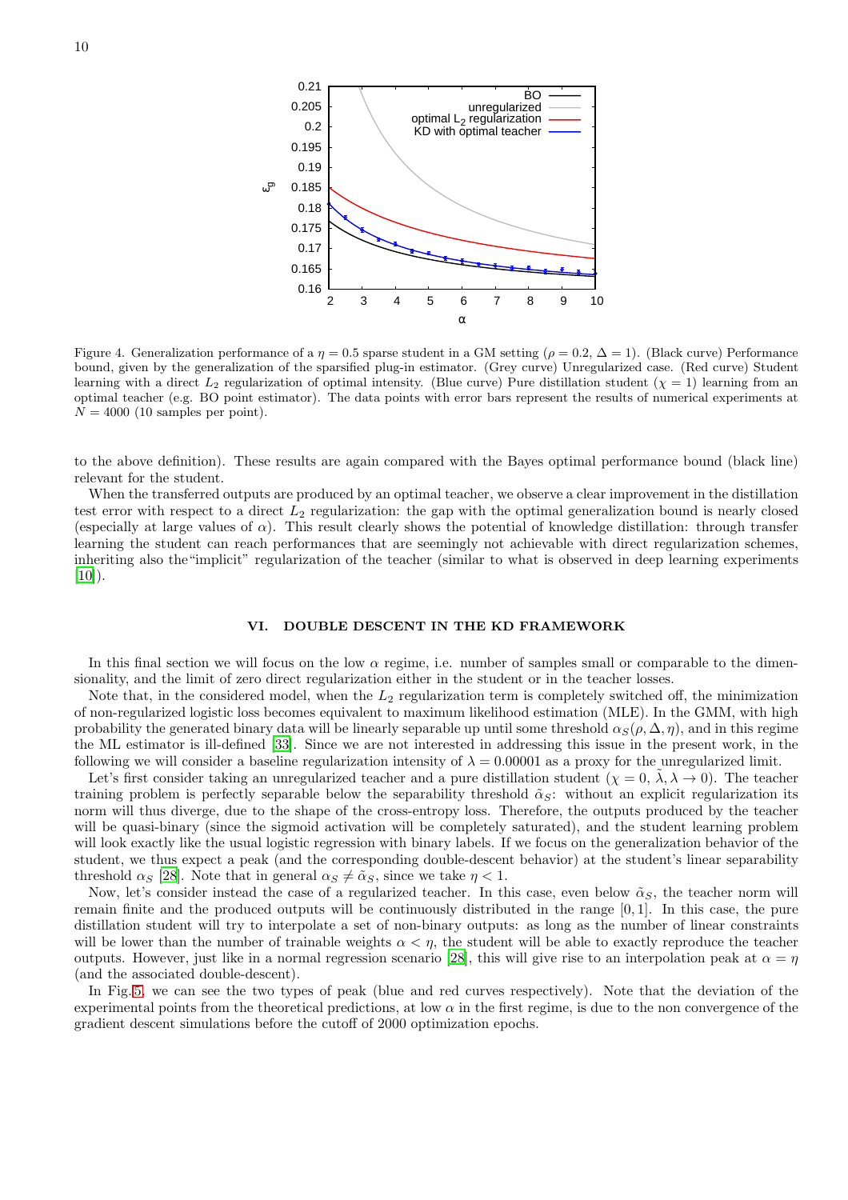Figure 4. Generalization performance of a $\eta = 0.5$ sparse student in a GM setting ($\rho = 0.2$, $\Delta = 1$). (Black curve) Performance bound, given by the generalization of the sparsified plug-in estimator. (Grey curve) Unregularized case. (Red curve) Student learning with a direct $L_2$ regularization of optimal intensity. (Blue curve) Pure distillation student ($\chi = 1$) learning from an optimal teacher (e.g. BO point estimator). The data points with error bars represent the results of numerical experiments at $N = 4000$ (10 samples per point).

to the above definition). These results are again compared with the Bayes optimal performance bound (black line) relevant for the student.

When the transferred outputs are produced by an optimal teacher, we observe a clear improvement in the distillation test error with respect to a direct $L_2$ regularization: the gap with the optimal generalization bound is nearly closed (especially at large values of $\alpha$). This result clearly shows the potential of knowledge distillation: through transfer learning the student can reach performances that are seemingly not achievable with direct regularization schemes, inheriting also the "implicit" regularization of the teacher (similar to what is observed in deep learning experiments [10]).

## VI. DOUBLE DESCENT IN THE KD FRAMEWORK

In this final section we will focus on the low $\alpha$ regime, i.e. number of samples small or comparable to the dimensionality, and the limit of zero direct regularization either in the student or in the teacher losses.

Note that, in the considered model, when the $L_2$ regularization term is completely switched off, the minimization of non-regularized logistic loss becomes equivalent to maximum likelihood estimation (MLE). In the GMM, with high probability the generated binary data will be linearly separable up until some threshold $\alpha_S(\rho, \Delta, \eta)$, and in this regime the ML estimator is ill-defined [33]. Since we are not interested in addressing this issue in the present work, in the following we will consider a baseline regularization intensity of $\lambda = 0.00001$ as a proxy for the unregularized limit.

Let's first consider taking an unregularized teacher and a pure distillation student ($\chi = 0$, $\tilde{\lambda}, \lambda \to 0$). The teacher training problem is perfectly separable below the separability threshold $\tilde{\alpha}_S$: without an explicit regularization its norm will thus diverge, due to the shape of the cross-entropy loss. Therefore, the outputs produced by the teacher will be quasi-binary (since the sigmoid activation will be completely saturated), and the student learning problem will look exactly like the usual logistic regression with binary labels. If we focus on the generalization behavior of the student, we thus expect a peak (and the corresponding double-descent behavior) at the student's linear separability threshold $\alpha_S$ [28]. Note that in general $\alpha_S \neq \tilde{\alpha}_S$, since we take $\eta < 1$.

Now, let's consider instead the case of a regularized teacher. In this case, even below $\tilde{\alpha}_S$, the teacher norm will remain finite and the produced outputs will be continuously distributed in the range $[0, 1]$. In this case, the pure distillation student will try to interpolate a set of non-binary outputs: as long as the number of linear constraints will be lower than the number of trainable weights $\alpha < \eta$, the student will be able to exactly reproduce the teacher outputs. However, just like in a normal regression scenario [28], this will give rise to an interpolation peak at $\alpha = \eta$ (and the associated double-descent).

In Fig. 5, we can see the two types of peak (blue and red curves respectively). Note that the deviation of the experimental points from the theoretical predictions, at low $\alpha$ in the first regime, is due to the non convergence of the gradient descent simulations before the cutoff of 2000 optimization epochs.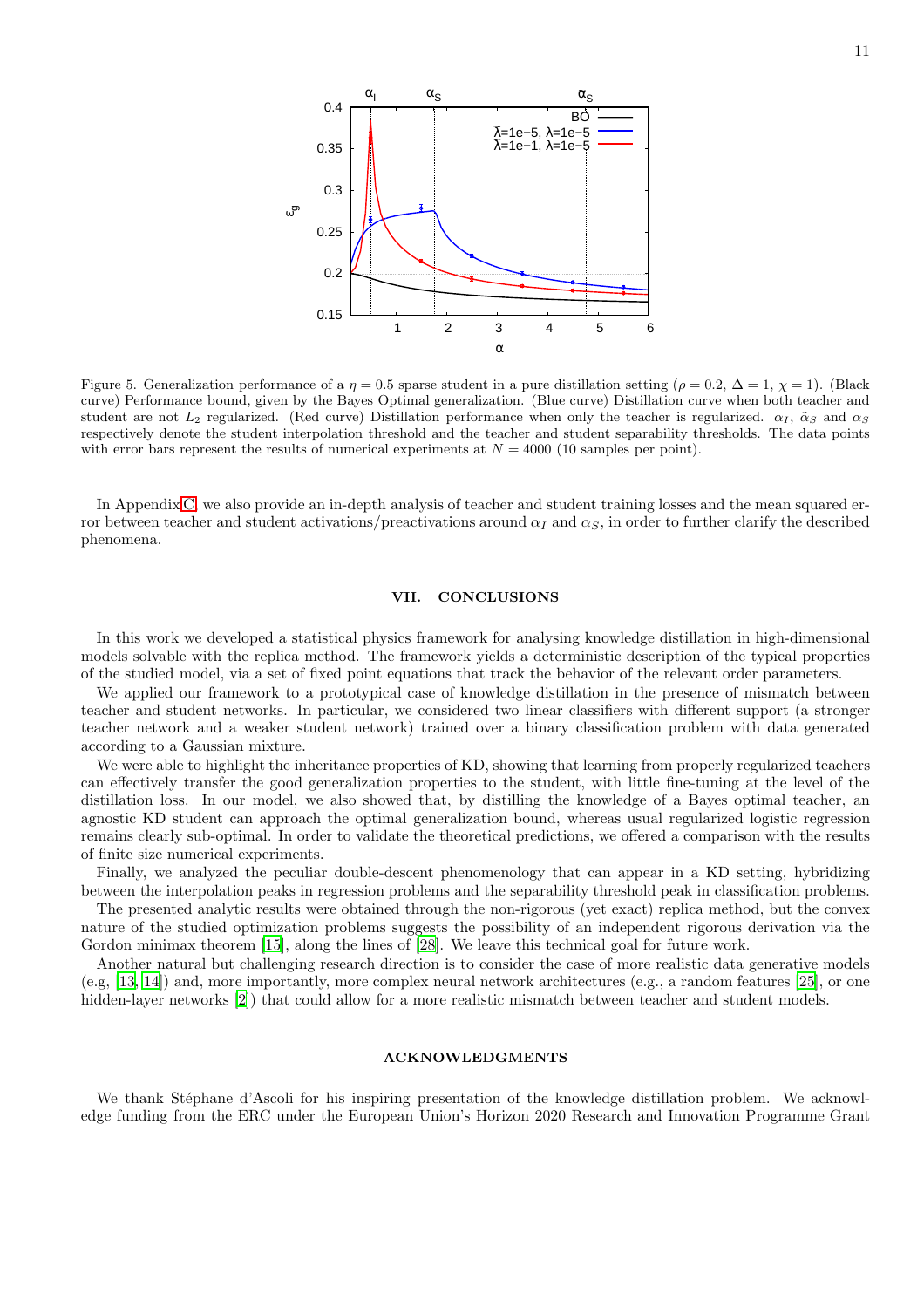Figure 5. Generalization performance of a $\eta = 0.5$ sparse student in a pure distillation setting ($\rho = 0.2$, $\Delta = 1$, $\chi = 1$). (Black curve) Performance bound, given by the Bayes Optimal generalization. (Blue curve) Distillation curve when both teacher and student are not $L_2$ regularized. (Red curve) Distillation performance when only the teacher is regularized. $\alpha_I$, $\tilde{\alpha}_S$ and $\alpha_S$ respectively denote the student interpolation threshold and the teacher and student separability thresholds. The data points with error bars represent the results of numerical experiments at $N = 4000$ (10 samples per point).

In Appendix C, we also provide an in-depth analysis of teacher and student training losses and the mean squared error between teacher and student activations/preactivations around $\alpha_I$ and $\alpha_S$, in order to further clarify the described phenomena.

## VII. CONCLUSIONS

In this work we developed a statistical physics framework for analysing knowledge distillation in high-dimensional models solvable with the replica method. The framework yields a deterministic description of the typical properties of the studied model, via a set of fixed point equations that track the behavior of the relevant order parameters.

We applied our framework to a prototypical case of knowledge distillation in the presence of mismatch between teacher and student networks. In particular, we considered two linear classifiers with different support (a stronger teacher network and a weaker student network) trained over a binary classification problem with data generated according to a Gaussian mixture.

We were able to highlight the inheritance properties of KD, showing that learning from properly regularized teachers can effectively transfer the good generalization properties to the student, with little fine-tuning at the level of the distillation loss. In our model, we also showed that, by distilling the knowledge of a Bayes optimal teacher, an agnostic KD student can approach the optimal generalization bound, whereas usual regularized logistic regression remains clearly sub-optimal. In order to validate the theoretical predictions, we offered a comparison with the results of finite size numerical experiments.

Finally, we analyzed the peculiar double-descent phenomenology that can appear in a KD setting, hybridizing between the interpolation peaks in regression problems and the separability threshold peak in classification problems.

The presented analytic results were obtained through the non-rigorous (yet exact) replica method, but the convex nature of the studied optimization problems suggests the possibility of an independent rigorous derivation via the Gordon minimax theorem [15], along the lines of [28]. We leave this technical goal for future work.

Another natural but challenging research direction is to consider the case of more realistic data generative models (e.g, [13, 14]) and, more importantly, more complex neural network architectures (e.g., a random features [25], or one hidden-layer networks [2]) that could allow for a more realistic mismatch between teacher and student models.

## ACKNOWLEDGMENTS

We thank Stéphane d'Ascoli for his inspiring presentation of the knowledge distillation problem. We acknowledge funding from the ERC under the European Union's Horizon 2020 Research and Innovation Programme Grant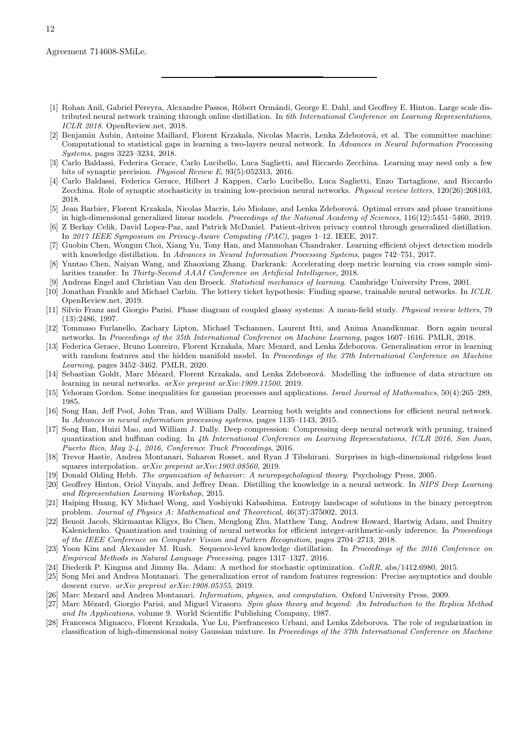Agreement 714608-SMiLe.

---

[1] Rohan Anil, Gabriel Pereyra, Alexandre Passos, Róbert Ormándi, George E. Dahl, and Geoffrey E. Hinton. Large scale distributed neural network training through online distillation. In *6th International Conference on Learning Representations, ICLR 2018*. OpenReview.net, 2018.

[2] Benjamin Aubin, Antoine Maillard, Florent Krzakala, Nicolas Macris, Lenka Zdeborová, et al. The committee machine: Computational to statistical gaps in learning a two-layers neural network. In *Advances in Neural Information Processing Systems*, pages 3223–3234, 2018.

[3] Carlo Baldassi, Federica Gerace, Carlo Lucibello, Luca Saglietti, and Riccardo Zecchina. Learning may need only a few bits of synaptic precision. *Physical Review E*, 93(5):052313, 2016.

[4] Carlo Baldassi, Federica Gerace, Hilbert J Kappen, Carlo Lucibello, Luca Saglietti, Enzo Tartaglione, and Riccardo Zecchina. Role of synaptic stochasticity in training low-precision neural networks. *Physical review letters*, 120(26):268103, 2018.

[5] Jean Barbier, Florent Krzakala, Nicolas Macris, Léo Miolane, and Lenka Zdeborová. Optimal errors and phase transitions in high-dimensional generalized linear models. *Proceedings of the National Academy of Sciences*, 116(12):5451–5460, 2019.

[6] Z Berkay Celik, David Lopez-Paz, and Patrick McDaniel. Patient-driven privacy control through generalized distillation. In *2017 IEEE Symposium on Privacy-Aware Computing (PAC)*, pages 1–12. IEEE, 2017.

[7] Guobin Chen, Wongun Choi, Xiang Yu, Tony Han, and Manmohan Chandraker. Learning efficient object detection models with knowledge distillation. In *Advances in Neural Information Processing Systems*, pages 742–751, 2017.

[8] Yuntao Chen, Naiyan Wang, and Zhaoxiang Zhang. Darkrank: Accelerating deep metric learning via cross sample similarities transfer. In *Thirty-Second AAAI Conference on Artificial Intelligence*, 2018.

[9] Andreas Engel and Christian Van den Broeck. *Statistical mechanics of learning*. Cambridge University Press, 2001.

[10] Jonathan Frankle and Michael Carbin. The lottery ticket hypothesis: Finding sparse, trainable neural networks. In *ICLR*. OpenReview.net, 2019.

[11] Silvio Franz and Giorgio Parisi. Phase diagram of coupled glassy systems: A mean-field study. *Physical review letters*, 79 (13):2486, 1997.

[12] Tommaso Furlanello, Zachary Lipton, Michael Tschannen, Laurent Itti, and Anima Anandkumar. Born again neural networks. In *Proceedings of the 35th International Conference on Machine Learning*, pages 1607–1616. PMLR, 2018.

[13] Federica Gerace, Bruno Loureiro, Florent Krzakala, Marc Mezard, and Lenka Zdeborova. Generalisation error in learning with random features and the hidden manifold model. In *Proceedings of the 37th International Conference on Machine Learning*, pages 3452–3462. PMLR, 2020.

[14] Sebastian Goldt, Marc Mézard, Florent Krzakala, and Lenka Zdeborová. Modelling the influence of data structure on learning in neural networks. *arXiv preprint arXiv:1909.11500*, 2019.

[15] Yehoram Gordon. Some inequalities for gaussian processes and applications. *Israel Journal of Mathematics*, 50(4):265–289, 1985.

[16] Song Han, Jeff Pool, John Tran, and William Dally. Learning both weights and connections for efficient neural network. In *Advances in neural information processing systems*, pages 1135–1143, 2015.

[17] Song Han, Huizi Mao, and William J. Dally. Deep compression: Compressing deep neural network with pruning, trained quantization and huffman coding. In *4th International Conference on Learning Representations, ICLR 2016, San Juan, Puerto Rico, May 2-4, 2016, Conference Track Proceedings*, 2016.

[18] Trevor Hastie, Andrea Montanari, Saharon Rosset, and Ryan J Tibshirani. Surprises in high-dimensional ridgeless least squares interpolation. *arXiv preprint arXiv:1903.08560*, 2019.

[19] Donald Olding Hebb. *The organization of behavior: A neuropsychological theory*. Psychology Press, 2005.

[20] Geoffrey Hinton, Oriol Vinyals, and Jeffrey Dean. Distilling the knowledge in a neural network. In *NIPS Deep Learning and Representation Learning Workshop*, 2015.

[21] Haiping Huang, KY Michael Wong, and Yoshiyuki Kabashima. Entropy landscape of solutions in the binary perceptron problem. *Journal of Physics A: Mathematical and Theoretical*, 46(37):375002, 2013.

[22] Benoit Jacob, Skirmantas Kligys, Bo Chen, Menglong Zhu, Matthew Tang, Andrew Howard, Hartwig Adam, and Dmitry Kalenichenko. Quantization and training of neural networks for efficient integer-arithmetic-only inference. In *Proceedings of the IEEE Conference on Computer Vision and Pattern Recognition*, pages 2704–2713, 2018.

[23] Yoon Kim and Alexander M. Rush. Sequence-level knowledge distillation. In *Proceedings of the 2016 Conference on Empirical Methods in Natural Language Processing*, pages 1317–1327, 2016.

[24] Diederik P. Kingma and Jimmy Ba. Adam: A method for stochastic optimization. *CoRR*, abs/1412.6980, 2015.

[25] Song Mei and Andrea Montanari. The generalization error of random features regression: Precise asymptotics and double descent curve. *arXiv preprint arXiv:1908.05355*, 2019.

[26] Marc Mezard and Andrea Montanari. *Information, physics, and computation*. Oxford University Press, 2009.

[27] Marc Mézard, Giorgio Parisi, and Miguel Virasoro. *Spin glass theory and beyond: An Introduction to the Replica Method and Its Applications*, volume 9. World Scientific Publishing Company, 1987.

[28] Francesca Mignacco, Florent Krzakala, Yue Lu, Pierfrancesco Urbani, and Lenka Zdeborova. The role of regularization in classification of high-dimensional noisy Gaussian mixture. In *Proceedings of the 37th International Conference on Machine*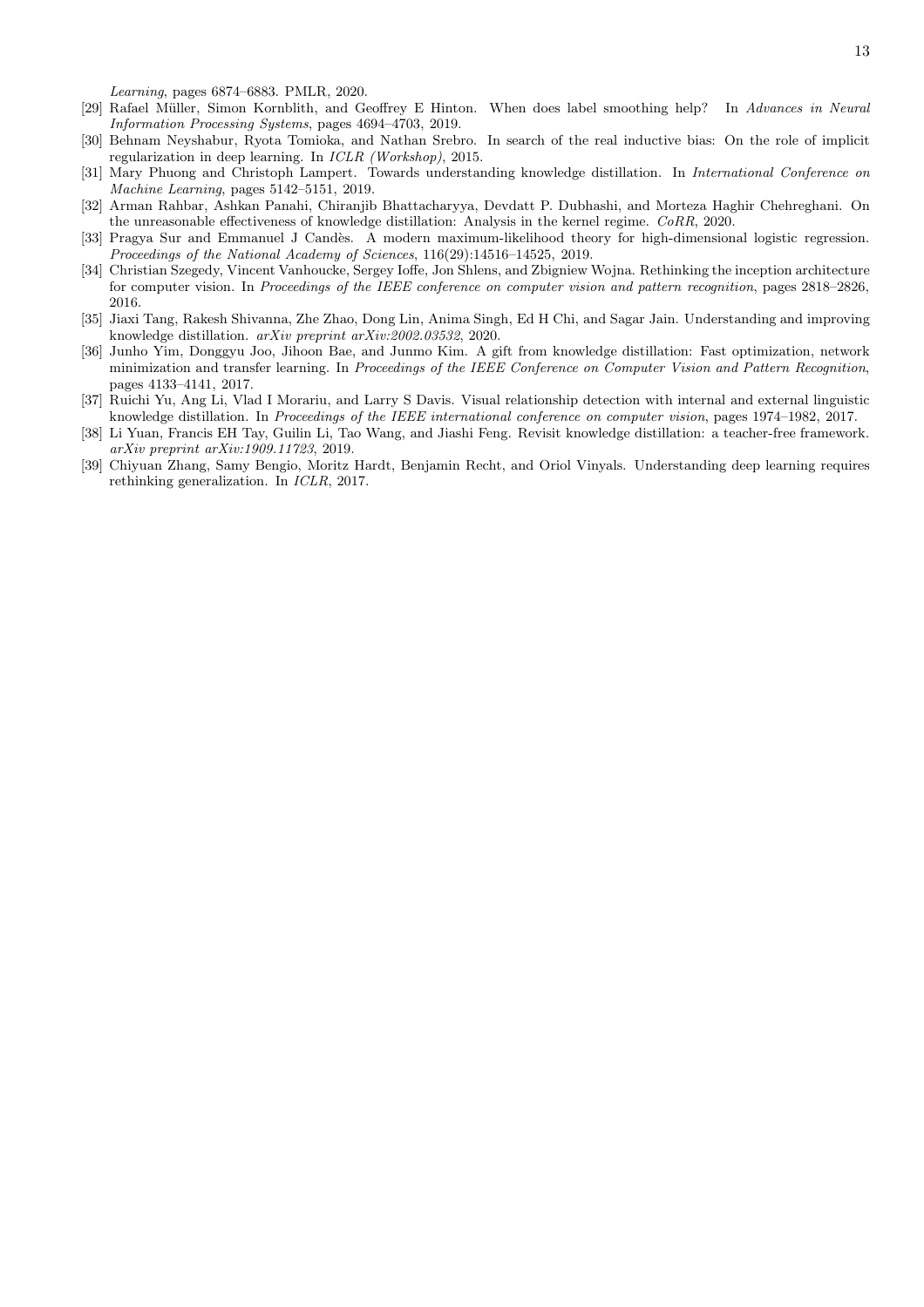*Learning*, pages 6874–6883. PMLR, 2020.

[29] Rafael Müller, Simon Kornblith, and Geoffrey E Hinton. When does label smoothing help? In *Advances in Neural Information Processing Systems*, pages 4694–4703, 2019.

[30] Behnam Neyshabur, Ryota Tomioka, and Nathan Srebro. In search of the real inductive bias: On the role of implicit regularization in deep learning. In *ICLR (Workshop)*, 2015.

[31] Mary Phuong and Christoph Lampert. Towards understanding knowledge distillation. In *International Conference on Machine Learning*, pages 5142–5151, 2019.

[32] Arman Rahbar, Ashkan Panahi, Chiranjib Bhattacharyya, Devdatt P. Dubhashi, and Morteza Haghir Chehreghani. On the unreasonable effectiveness of knowledge distillation: Analysis in the kernel regime. *CoRR*, 2020.

[33] Pragya Sur and Emmanuel J Candès. A modern maximum-likelihood theory for high-dimensional logistic regression. *Proceedings of the National Academy of Sciences*, 116(29):14516–14525, 2019.

[34] Christian Szegedy, Vincent Vanhoucke, Sergey Ioffe, Jon Shlens, and Zbigniew Wojna. Rethinking the inception architecture for computer vision. In *Proceedings of the IEEE conference on computer vision and pattern recognition*, pages 2818–2826, 2016.

[35] Jiaxi Tang, Rakesh Shivanna, Zhe Zhao, Dong Lin, Anima Singh, Ed H Chi, and Sagar Jain. Understanding and improving knowledge distillation. *arXiv preprint arXiv:2002.03532*, 2020.

[36] Junho Yim, Donggyu Joo, Jihoon Bae, and Junmo Kim. A gift from knowledge distillation: Fast optimization, network minimization and transfer learning. In *Proceedings of the IEEE Conference on Computer Vision and Pattern Recognition*, pages 4133–4141, 2017.

[37] Ruichi Yu, Ang Li, Vlad I Morariu, and Larry S Davis. Visual relationship detection with internal and external linguistic knowledge distillation. In *Proceedings of the IEEE international conference on computer vision*, pages 1974–1982, 2017.

[38] Li Yuan, Francis EH Tay, Guilin Li, Tao Wang, and Jiashi Feng. Revisit knowledge distillation: a teacher-free framework. *arXiv preprint arXiv:1909.11723*, 2019.

[39] Chiyuan Zhang, Samy Bengio, Moritz Hardt, Benjamin Recht, and Oriol Vinyals. Understanding deep learning requires rethinking generalization. In *ICLR*, 2017.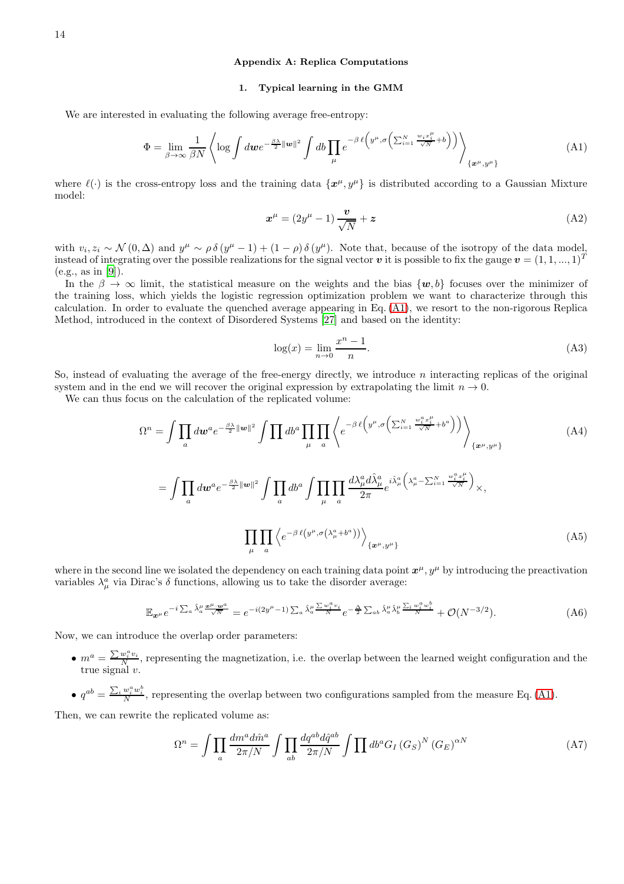## Appendix A: Replica Computations

### 1. Typical learning in the GMM

We are interested in evaluating the following average free-entropy:

$$\Phi = \lim_{\beta\to\infty} \frac{1}{\beta N} \left\langle \log \int d\boldsymbol{w} e^{-\frac{\beta\lambda}{2}\|\boldsymbol{w}\|^2} \int db \prod_{\mu} e^{-\beta\,\ell\left(y^\mu, \sigma\left(\sum_{i=1}^N \frac{w_i x_i^\mu}{\sqrt{N}} + b\right)\right)} \right\rangle_{\{\boldsymbol{x}^\mu, y^\mu\}} \tag{A1}$$

where $\ell(\cdot)$ is the cross-entropy loss and the training data $\{\boldsymbol{x}^\mu, y^\mu\}$ is distributed according to a Gaussian Mixture model:

$$\boldsymbol{x}^\mu = (2y^\mu - 1)\frac{\boldsymbol{v}}{\sqrt{N}} + \boldsymbol{z} \tag{A2}$$

with $v_i, z_i \sim \mathcal{N}(0, \Delta)$ and $y^\mu \sim \rho\,\delta(y^\mu - 1) + (1-\rho)\,\delta(y^\mu)$. Note that, because of the isotropy of the data model, instead of integrating over the possible realizations for the signal vector $\boldsymbol{v}$ it is possible to fix the gauge $\boldsymbol{v} = (1, 1, ..., 1)^T$ (e.g., as in [9]).

In the $\beta \to \infty$ limit, the statistical measure on the weights and the bias $\{\boldsymbol{w}, b\}$ focuses over the minimizer of the training loss, which yields the logistic regression optimization problem we want to characterize through this calculation. In order to evaluate the quenched average appearing in Eq. (A1), we resort to the non-rigorous Replica Method, introduced in the context of Disordered Systems [27] and based on the identity:

$$\log(x) = \lim_{n\to 0} \frac{x^n - 1}{n}. \tag{A3}$$

So, instead of evaluating the average of the free-energy directly, we introduce $n$ interacting replicas of the original system and in the end we will recover the original expression by extrapolating the limit $n \to 0$.

We can thus focus on the calculation of the replicated volume:

$$\Omega^n = \int \prod_a d\boldsymbol{w}^a e^{-\frac{\beta\lambda}{2}\|\boldsymbol{w}\|^2} \int \prod_a db^a \prod_\mu \prod_a \left\langle e^{-\beta\,\ell\left(y^\mu, \sigma\left(\sum_{i=1}^N \frac{w_i^a x_i^\mu}{\sqrt{N}} + b^a\right)\right)} \right\rangle_{\{\boldsymbol{x}^\mu, y^\mu\}} \tag{A4}$$

$$= \int \prod_a d\boldsymbol{w}^a e^{-\frac{\beta\lambda}{2}\|\boldsymbol{w}\|^2} \int \prod_a db^a \int \prod_\mu \prod_a \frac{d\lambda_\mu^a d\hat{\lambda}_\mu^a}{2\pi} e^{i\hat{\lambda}_\mu^a\left(\lambda_\mu^a - \sum_{i=1}^N \frac{w_i^a x_i^\mu}{\sqrt{N}}\right)} \times,$$

$$\prod_\mu \prod_a \left\langle e^{-\beta\,\ell\left(y^\mu, \sigma\left(\lambda_\mu^a + b^a\right)\right)} \right\rangle_{\{\boldsymbol{x}^\mu, y^\mu\}} \tag{A5}$$

where in the second line we isolated the dependency on each training data point $\boldsymbol{x}^\mu, y^\mu$ by introducing the preactivation variables $\lambda_\mu^a$ via Dirac's $\delta$ functions, allowing us to take the disorder average:

$$\mathbb{E}_{\boldsymbol{x}^\mu} e^{-i\sum_a \hat{\lambda}_a^\mu \frac{\boldsymbol{x}^\mu \cdot \boldsymbol{w}^a}{\sqrt{N}}} = e^{-i(2y^\mu - 1)\sum_a \hat{\lambda}_a^\mu \frac{\sum w_i^a v_i}{N}} e^{-\frac{\Delta}{2}\sum_{ab} \hat{\lambda}_a^\mu \hat{\lambda}_b^\mu \frac{\sum_i w_i^a w_i^b}{N}} + \mathcal{O}(N^{-3/2}). \tag{A6}$$

Now, we can introduce the overlap order parameters:

- $m^a = \frac{\sum w_i^a v_i}{N}$, representing the magnetization, i.e. the overlap between the learned weight configuration and the true signal $v$.
- $q^{ab} = \frac{\sum_i w_i^a w_i^b}{N}$, representing the overlap between two configurations sampled from the measure Eq. (A1).

Then, we can rewrite the replicated volume as:

$$\Omega^n = \int \prod_a \frac{dm^a d\hat{m}^a}{2\pi/N} \int \prod_{ab} \frac{dq^{ab} d\hat{q}^{ab}}{2\pi/N} \int \prod db^a G_I \left(G_S\right)^N \left(G_E\right)^{\alpha N} \tag{A7}$$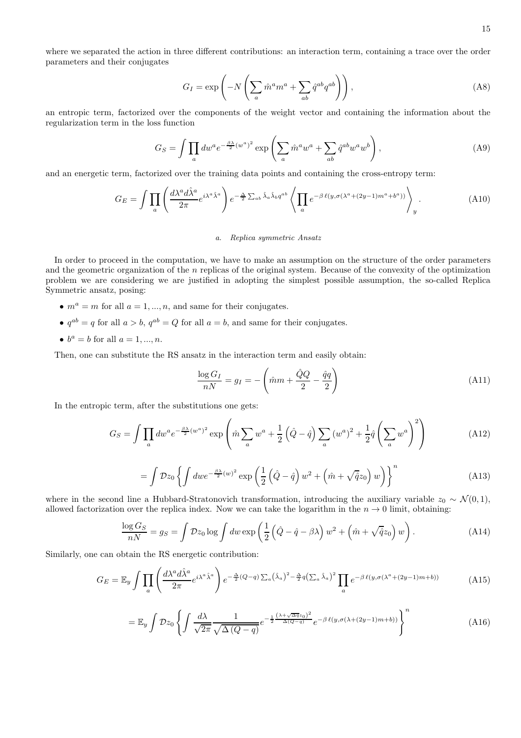where we separated the action in three different contributions: an interaction term, containing a trace over the order parameters and their conjugates

$$G_I = \exp\left(-N\left(\sum_a \hat{m}^a m^a + \sum_{ab} \hat{q}^{ab} q^{ab}\right)\right), \tag{A8}$$

an entropic term, factorized over the components of the weight vector and containing the information about the regularization term in the loss function

$$G_S = \int \prod_a dw^a e^{-\frac{\beta\lambda}{2}(w^a)^2} \exp\left(\sum_a \hat{m}^a w^a + \sum_{ab} \hat{q}^{ab} w^a w^b\right), \tag{A9}$$

and an energetic term, factorized over the training data points and containing the cross-entropy term:

$$G_E = \int \prod_a \left(\frac{d\lambda^a d\hat{\lambda}^a}{2\pi} e^{i\lambda^a \hat{\lambda}^a}\right) e^{-\frac{\Delta}{2}\sum_{ab} \hat{\lambda}_a \hat{\lambda}_b q^{ab}} \left\langle \prod_a e^{-\beta\, \ell(y, \sigma(\lambda^a + (2y-1)m^a + b^a))} \right\rangle_y. \tag{A10}$$

### *a. Replica symmetric Ansatz*

In order to proceed in the computation, we have to make an assumption on the structure of the order parameters and the geometric organization of the $n$ replicas of the original system. Because of the convexity of the optimization problem we are considering we are justified in adopting the simplest possible assumption, the so-called Replica Symmetric ansatz, posing:

- $m^a = m$ for all $a = 1, ..., n$, and same for their conjugates.
- $q^{ab} = q$ for all $a > b$, $q^{ab} = Q$ for all $a = b$, and same for their conjugates.
- $b^a = b$ for all $a = 1, ..., n$.

Then, one can substitute the RS ansatz in the interaction term and easily obtain:

$$\frac{\log G_I}{nN} = g_I = -\left(\hat{m}m + \frac{\hat{Q}Q}{2} - \frac{\hat{q}q}{2}\right) \tag{A11}$$

In the entropic term, after the substitutions one gets:

$$G_S = \int \prod_a dw^a e^{-\frac{\beta\lambda}{2}(w^a)^2} \exp\left(\hat{m}\sum_a w^a + \frac{1}{2}\left(\hat{Q} - \hat{q}\right)\sum_a (w^a)^2 + \frac{1}{2}\hat{q}\left(\sum_a w^a\right)^2\right) \tag{A12}$$

$$= \int \mathcal{D}z_0 \left\{\int dw e^{-\frac{\beta\lambda}{2}(w)^2} \exp\left(\frac{1}{2}\left(\hat{Q} - \hat{q}\right)w^2 + \left(\hat{m} + \sqrt{\hat{q}}z_0\right)w\right)\right\}^n \tag{A13}$$

where in the second line a Hubbard-Stratonovich transformation, introducing the auxiliary variable $z_0 \sim \mathcal{N}(0,1)$, allowed factorization over the replica index. Now we can take the logarithm in the $n \to 0$ limit, obtaining:

$$\frac{\log G_S}{nN} = g_S = \int \mathcal{D}z_0 \log \int dw \exp\left(\frac{1}{2}\left(\hat{Q} - \hat{q} - \beta\lambda\right)w^2 + \left(\hat{m} + \sqrt{\hat{q}}z_0\right)w\right). \tag{A14}$$

Similarly, one can obtain the RS energetic contribution:

$$G_E = \mathbb{E}_y \int \prod_a \left(\frac{d\lambda^a d\hat{\lambda}^a}{2\pi} e^{i\lambda^a \hat{\lambda}^a}\right) e^{-\frac{\Delta}{2}(Q-q)\sum_a (\hat{\lambda}_a)^2 - \frac{\Delta}{2}q\left(\sum_a \hat{\lambda}_a\right)^2} \prod_a e^{-\beta\, \ell(y, \sigma(\lambda^a + (2y-1)m + b))} \tag{A15}$$

$$= \mathbb{E}_y \int \mathcal{D}z_0 \left\{\int \frac{d\lambda}{\sqrt{2\pi}} \frac{1}{\sqrt{\Delta(Q-q)}} e^{-\frac{1}{2}\frac{(\lambda + \sqrt{\Delta q}z_0)^2}{\Delta(Q-q)}} e^{-\beta\, \ell(y, \sigma(\lambda + (2y-1)m + b))}\right\}^n \tag{A16}$$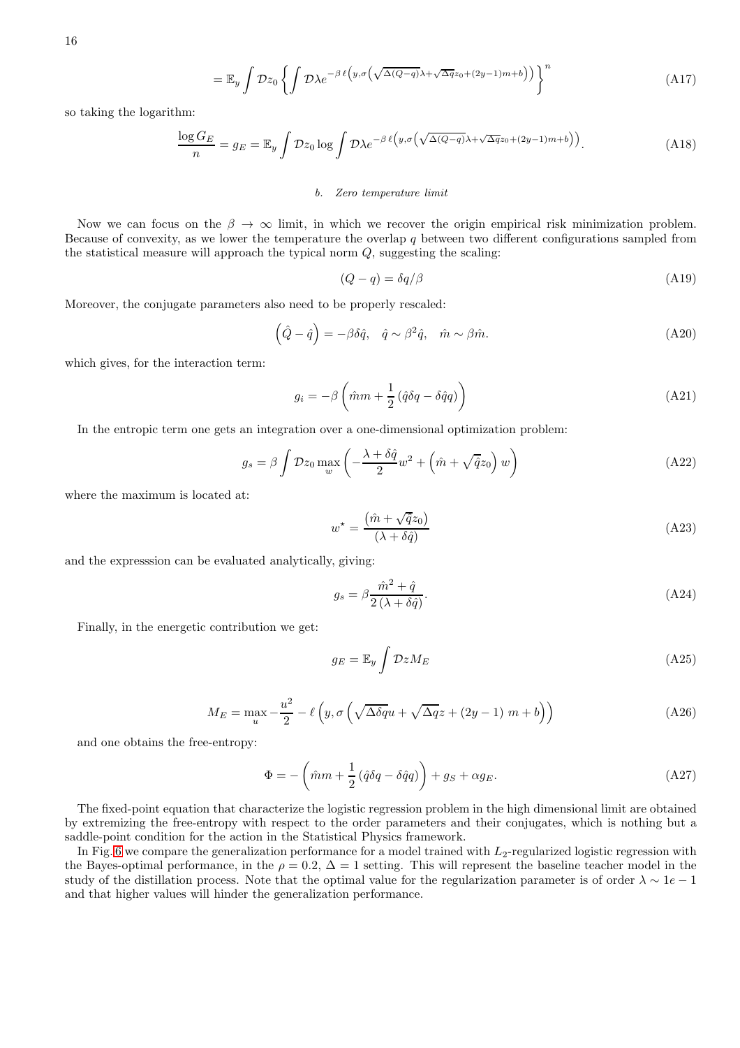$$
= \mathbb{E}_y \int \mathcal{D}z_0 \left\{ \int \mathcal{D}\lambda e^{-\beta\, \ell\left(y, \sigma\left(\sqrt{\Delta(Q-q)}\lambda + \sqrt{\Delta q} z_0 + (2y-1)m + b\right)\right)} \right\}^n \tag{A17}
$$

so taking the logarithm:

$$
\frac{\log G_E}{n} = g_E = \mathbb{E}_y \int \mathcal{D}z_0 \log \int \mathcal{D}\lambda e^{-\beta\, \ell\left(y, \sigma\left(\sqrt{\Delta(Q-q)}\lambda + \sqrt{\Delta q} z_0 + (2y-1)m + b\right)\right)}. \tag{A18}
$$

#### *b. Zero temperature limit*

Now we can focus on the $\beta \to \infty$ limit, in which we recover the origin empirical risk minimization problem. Because of convexity, as we lower the temperature the overlap $q$ between two different configurations sampled from the statistical measure will approach the typical norm $Q$, suggesting the scaling:

$$
(Q - q) = \delta q / \beta \tag{A19}
$$

Moreover, the conjugate parameters also need to be properly rescaled:

$$
\left(\hat{Q} - \hat{q}\right) = -\beta \delta\hat{q}, \quad \hat{q} \sim \beta^2 \hat{q}, \quad \hat{m} \sim \beta \hat{m}. \tag{A20}
$$

which gives, for the interaction term:

$$
g_i = -\beta \left( \hat{m} m + \frac{1}{2}\left(\hat{q}\delta q - \delta\hat{q} q\right) \right) \tag{A21}
$$

In the entropic term one gets an integration over a one-dimensional optimization problem:

$$
g_s = \beta \int \mathcal{D}z_0 \max_w \left( -\frac{\lambda + \delta\hat{q}}{2} w^2 + \left(\hat{m} + \sqrt{\hat{q}} z_0\right) w \right) \tag{A22}
$$

where the maximum is located at:

$$
w^\star = \frac{\left(\hat{m} + \sqrt{\hat{q}} z_0\right)}{\left(\lambda + \delta\hat{q}\right)} \tag{A23}
$$

and the expresssion can be evaluated analytically, giving:

$$
g_s = \beta \frac{\hat{m}^2 + \hat{q}}{2\left(\lambda + \delta\hat{q}\right)}. \tag{A24}
$$

Finally, in the energetic contribution we get:

$$
g_E = \mathbb{E}_y \int \mathcal{D}z M_E \tag{A25}
$$

$$
M_E = \max_u -\frac{u^2}{2} - \ell\left(y, \sigma\left(\sqrt{\Delta \delta q} u + \sqrt{\Delta q} z + (2y-1)\, m + b\right)\right) \tag{A26}
$$

and one obtains the free-entropy:

$$
\Phi = -\left( \hat{m} m + \frac{1}{2}\left(\hat{q}\delta q - \delta\hat{q} q\right) \right) + g_S + \alpha g_E. \tag{A27}
$$

The fixed-point equation that characterize the logistic regression problem in the high dimensional limit are obtained by extremizing the free-entropy with respect to the order parameters and their conjugates, which is nothing but a saddle-point condition for the action in the Statistical Physics framework.

In Fig. 6 we compare the generalization performance for a model trained with $L_2$-regularized logistic regression with the Bayes-optimal performance, in the $\rho = 0.2$, $\Delta = 1$ setting. This will represent the baseline teacher model in the study of the distillation process. Note that the optimal value for the regularization parameter is of order $\lambda \sim 1e-1$ and that higher values will hinder the generalization performance.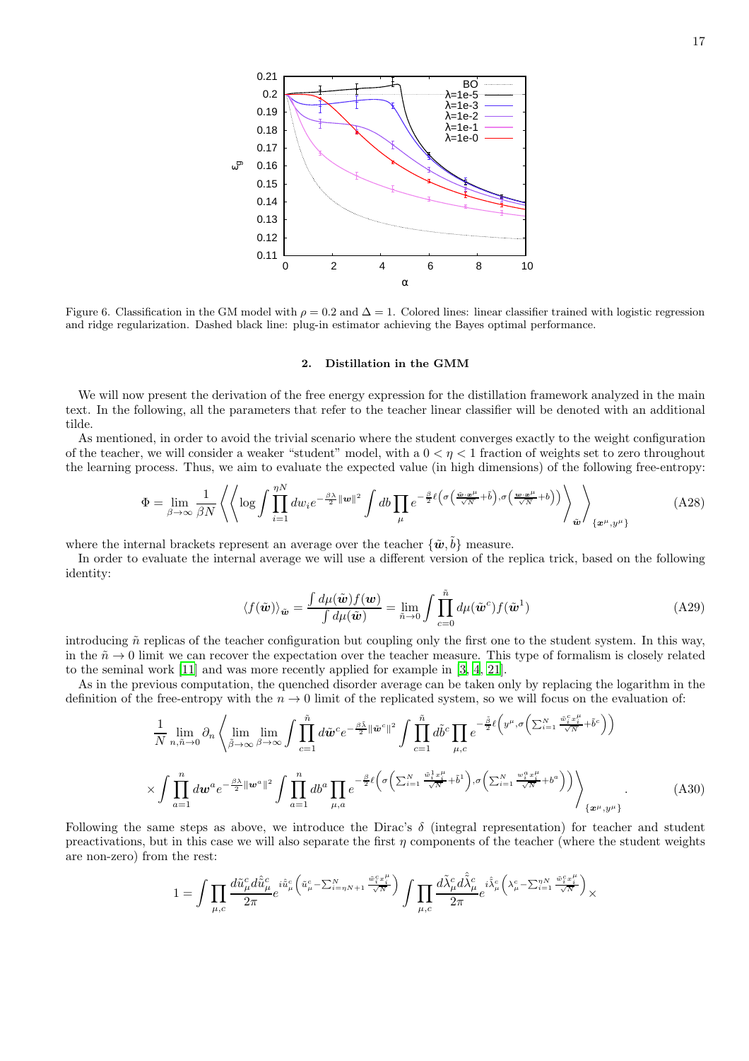Figure 6. Classification in the GM model with $\rho = 0.2$ and $\Delta = 1$. Colored lines: linear classifier trained with logistic regression and ridge regularization. Dashed black line: plug-in estimator achieving the Bayes optimal performance.

### 2. Distillation in the GMM

We will now present the derivation of the free energy expression for the distillation framework analyzed in the main text. In the following, all the parameters that refer to the teacher linear classifier will be denoted with an additional tilde.

As mentioned, in order to avoid the trivial scenario where the student converges exactly to the weight configuration of the teacher, we will consider a weaker "student" model, with a $0 < \eta < 1$ fraction of weights set to zero throughout the learning process. Thus, we aim to evaluate the expected value (in high dimensions) of the following free-entropy:

$$\Phi = \lim_{\beta\to\infty} \frac{1}{\beta N} \left\langle \left\langle \log \int \prod_{i=1}^{\eta N} dw_i e^{-\frac{\beta\lambda}{2}\|\boldsymbol{w}\|^2} \int db \prod_{\mu} e^{-\frac{\beta}{2}\ell\left(\sigma\left(\frac{\tilde{\boldsymbol{w}}\cdot\boldsymbol{x}^\mu}{\sqrt{N}}+\tilde{b}\right),\sigma\left(\frac{\boldsymbol{w}\cdot\boldsymbol{x}^\mu}{\sqrt{N}}+b\right)\right)} \right\rangle_{\tilde{\boldsymbol{w}}} \right\rangle_{\{\boldsymbol{x}^\mu,y^\mu\}} \tag{A28}$$

where the internal brackets represent an average over the teacher $\{\tilde{\boldsymbol{w}}, \tilde{b}\}$ measure.

In order to evaluate the internal average we will use a different version of the replica trick, based on the following identity:

$$\langle f(\tilde{\boldsymbol{w}})\rangle_{\tilde{\boldsymbol{w}}} = \frac{\int d\mu(\tilde{\boldsymbol{w}}) f(\boldsymbol{w})}{\int d\mu(\tilde{\boldsymbol{w}})} = \lim_{\tilde{n}\to 0} \int \prod_{c=0}^{\tilde{n}} d\mu(\tilde{\boldsymbol{w}}^c) f(\tilde{\boldsymbol{w}}^1) \tag{A29}$$

introducing $\tilde{n}$ replicas of the teacher configuration but coupling only the first one to the student system. In this way, in the $\tilde{n} \to 0$ limit we can recover the expectation over the teacher measure. This type of formalism is closely related to the seminal work [11] and was more recently applied for example in [3, 4, 21].

As in the previous computation, the quenched disorder average can be taken only by replacing the logarithm in the definition of the free-entropy with the $n \to 0$ limit of the replicated system, so we will focus on the evaluation of:

$$\frac{1}{N} \lim_{n,\tilde{n}\to 0} \partial_n \left\langle \lim_{\tilde{\beta}\to\infty} \lim_{\beta\to\infty} \int \prod_{c=1}^{\tilde{n}} d\tilde{\boldsymbol{w}}^c e^{-\frac{\tilde{\beta}\tilde{\lambda}}{2}\|\tilde{\boldsymbol{w}}^c\|^2} \int \prod_{c=1}^{\tilde{n}} d\tilde{b}^c \prod_{\mu,c} e^{-\frac{\tilde{\beta}}{2}\ell\left(y^\mu,\sigma\left(\sum_{i=1}^N \frac{\tilde{w}_i^c x_i^\mu}{\sqrt{N}}+\tilde{b}^c\right)\right)} \right.$$
$$\left. \times \int \prod_{a=1}^{n} d\boldsymbol{w}^a e^{-\frac{\beta\lambda}{2}\|\boldsymbol{w}^a\|^2} \int \prod_{a=1}^{n} db^a \prod_{\mu,a} e^{-\frac{\beta}{2}\ell\left(\sigma\left(\sum_{i=1}^N \frac{\tilde{w}_i^1 x_i^\mu}{\sqrt{N}}+\tilde{b}^1\right),\sigma\left(\sum_{i=1}^N \frac{w_i^a x_i^\mu}{\sqrt{N}}+b^a\right)\right)} \right\rangle_{\{\boldsymbol{x}^\mu,y^\mu\}}. \tag{A30}$$

Following the same steps as above, we introduce the Dirac's $\delta$ (integral representation) for teacher and student preactivations, but in this case we will also separate the first $\eta$ components of the teacher (where the student weights are non-zero) from the rest:

$$1 = \int \prod_{\mu,c} \frac{d\tilde{u}_\mu^c d\hat{\tilde{u}}_\mu^c}{2\pi} e^{i\hat{\tilde{u}}_\mu^c\left(\tilde{u}_\mu^c - \sum_{i=\eta N+1}^N \frac{\tilde{w}_i^c x_i^\mu}{\sqrt{N}}\right)} \int \prod_{\mu,c} \frac{d\tilde{\lambda}_\mu^c d\hat{\tilde{\lambda}}_\mu^c}{2\pi} e^{i\hat{\tilde{\lambda}}_\mu^c\left(\lambda_\mu^c - \sum_{i=1}^{\eta N} \frac{\tilde{w}_i^c x_i^\mu}{\sqrt{N}}\right)} \times$$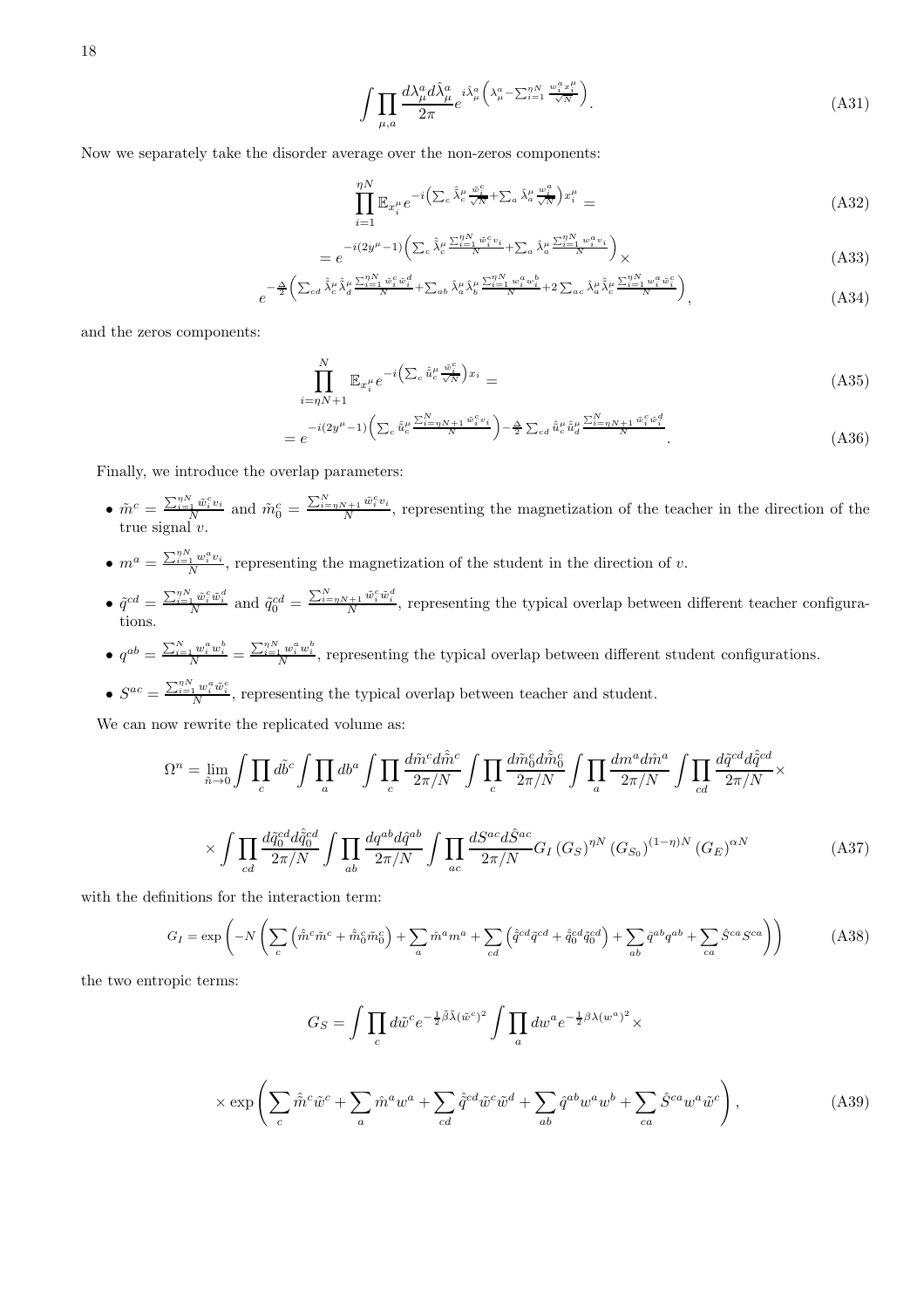$$\int \prod_{\mu,a} \frac{d\lambda_\mu^a d\hat{\lambda}_\mu^a}{2\pi} e^{i\hat{\lambda}_\mu^a \left(\lambda_\mu^a - \sum_{i=1}^{\eta N} \frac{w_i^a x_i^\mu}{\sqrt{N}}\right)}. \tag{A31}$$

Now we separately take the disorder average over the non-zeros components:

$$\prod_{i=1}^{\eta N} \mathbb{E}_{x_i^\mu} e^{-i\left(\sum_c \hat{\tilde{\lambda}}_c^\mu \frac{\tilde{w}_i^c}{\sqrt{N}} + \sum_a \hat{\lambda}_a^\mu \frac{w_i^a}{\sqrt{N}}\right) x_i^\mu} = \tag{A32}$$

$$= e^{-i(2y^\mu - 1)\left(\sum_c \hat{\tilde{\lambda}}_c^\mu \frac{\sum_{i=1}^{\eta N} \tilde{w}_i^c v_i}{N} + \sum_a \hat{\lambda}_a^\mu \frac{\sum_{i=1}^{\eta N} w_i^a v_i}{N}\right)} \times \tag{A33}$$

$$e^{-\frac{\Delta}{2}\left(\sum_{cd} \hat{\tilde{\lambda}}_c^\mu \hat{\tilde{\lambda}}_d^\mu \frac{\sum_{i=1}^{\eta N} \tilde{w}_i^c \tilde{w}_i^d}{N} + \sum_{ab} \hat{\lambda}_a^\mu \hat{\lambda}_b^\mu \frac{\sum_{i=1}^{\eta N} w_i^a w_i^b}{N} + 2\sum_{ac} \hat{\lambda}_a^\mu \hat{\tilde{\lambda}}_c^\mu \frac{\sum_{i=1}^{\eta N} w_i^a \tilde{w}_i^c}{N}\right)}, \tag{A34}$$

and the zeros components:

$$\prod_{i=\eta N+1}^{N} \mathbb{E}_{x_i^\mu} e^{-i\left(\sum_c \hat{\tilde{u}}_c^\mu \frac{\tilde{w}_i^c}{\sqrt{N}}\right) x_i} = \tag{A35}$$

$$= e^{-i(2y^\mu - 1)\left(\sum_c \hat{\tilde{u}}_c^\mu \frac{\sum_{i=\eta N+1}^{N} \tilde{w}_i^c v_i}{N}\right) - \frac{\Delta}{2}\sum_{cd} \hat{\tilde{u}}_c^\mu \hat{\tilde{u}}_d^\mu \frac{\sum_{i=\eta N+1}^{N} \tilde{w}_i^c \tilde{w}_i^d}{N}}. \tag{A36}$$

Finally, we introduce the overlap parameters:

- $\tilde{m}^c = \frac{\sum_{i=1}^{\eta N} \tilde{w}_i^c v_i}{N}$ and $\tilde{m}_0^c = \frac{\sum_{i=\eta N+1}^{N} \tilde{w}_i^c v_i}{N}$, representing the magnetization of the teacher in the direction of the true signal $v$.
- $m^a = \frac{\sum_{i=1}^{\eta N} w_i^a v_i}{N}$, representing the magnetization of the student in the direction of $v$.
- $\tilde{q}^{cd} = \frac{\sum_{i=1}^{\eta N} \tilde{w}_i^c \tilde{w}_i^d}{N}$ and $\tilde{q}_0^{cd} = \frac{\sum_{i=\eta N+1}^{N} \tilde{w}_i^c \tilde{w}_i^d}{N}$, representing the typical overlap between different teacher configurations.
- $q^{ab} = \frac{\sum_{i=1}^{N} w_i^a w_i^b}{N} = \frac{\sum_{i=1}^{\eta N} w_i^a w_i^b}{N}$, representing the typical overlap between different student configurations.
- $S^{ac} = \frac{\sum_{i=1}^{\eta N} w_i^a \tilde{w}_i^c}{N}$, representing the typical overlap between teacher and student.

We can now rewrite the replicated volume as:

$$\Omega^n = \lim_{\tilde{n}\to 0} \int \prod_c d\tilde{b}^c \int \prod_a db^a \int \prod_c \frac{d\tilde{m}^c d\hat{\tilde{m}}^c}{2\pi/N} \int \prod_c \frac{d\tilde{m}_0^c d\hat{\tilde{m}}_0^c}{2\pi/N} \int \prod_a \frac{dm^a d\hat{m}^a}{2\pi/N} \int \prod_{cd} \frac{d\tilde{q}^{cd} d\hat{\tilde{q}}^{cd}}{2\pi/N} \times$$

$$\times \int \prod_{cd} \frac{d\tilde{q}_0^{cd} d\hat{\tilde{q}}_0^{cd}}{2\pi/N} \int \prod_{ab} \frac{dq^{ab} d\hat{q}^{ab}}{2\pi/N} \int \prod_{ac} \frac{dS^{ac} d\hat{S}^{ac}}{2\pi/N} G_I \left(G_S\right)^{\eta N} \left(G_{S_0}\right)^{(1-\eta)N} \left(G_E\right)^{\alpha N} \tag{A37}$$

with the definitions for the interaction term:

$$G_I = \exp\left(-N\left(\sum_c \left(\hat{\tilde{m}}^c \tilde{m}^c + \hat{\tilde{m}}_0^c \tilde{m}_0^c\right) + \sum_a \hat{m}^a m^a + \sum_{cd}\left(\hat{\tilde{q}}^{cd} \tilde{q}^{cd} + \hat{\tilde{q}}_0^{cd} \tilde{q}_0^{cd}\right) + \sum_{ab} \hat{q}^{ab} q^{ab} + \sum_{ca} \hat{S}^{ca} S^{ca}\right)\right) \tag{A38}$$

the two entropic terms:

$$G_S = \int \prod_c d\tilde{w}^c e^{-\frac{1}{2}\tilde{\beta}\tilde{\lambda}(\tilde{w}^c)^2} \int \prod_a dw^a e^{-\frac{1}{2}\beta\lambda(w^a)^2} \times$$

$$\times \exp\left(\sum_c \hat{\tilde{m}}^c \tilde{w}^c + \sum_a \hat{m}^a w^a + \sum_{cd} \hat{\tilde{q}}^{cd} \tilde{w}^c \tilde{w}^d + \sum_{ab} \hat{q}^{ab} w^a w^b + \sum_{ca} \hat{S}^{ca} w^a \tilde{w}^c\right), \tag{A39}$$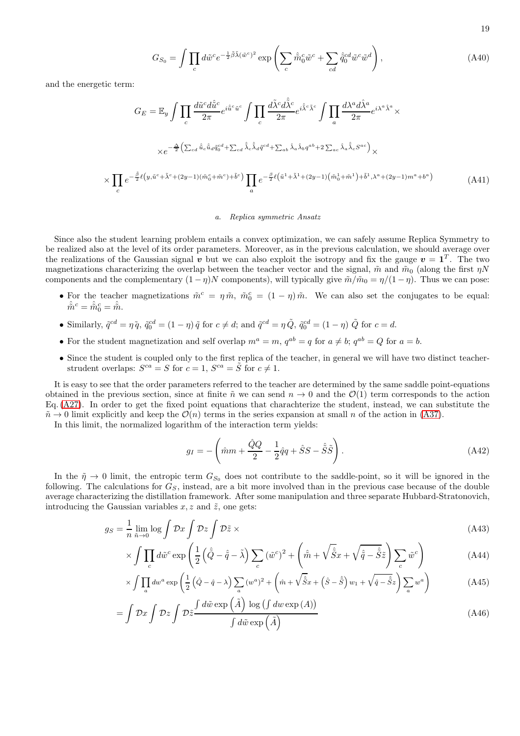$$G_{S_0} = \int \prod_c d\tilde{w}^c e^{-\frac{1}{2}\tilde{\beta}\tilde{\lambda}(\tilde{w}^c)^2} \exp\left(\sum_c \hat{\tilde{m}}_0^c \tilde{w}^c + \sum_{cd} \hat{\tilde{q}}_0^{cd} \tilde{w}^c \tilde{w}^d\right), \tag{A40}$$

and the energetic term:

$$G_E = \mathbb{E}_y \int \prod_c \frac{d\tilde{u}^c d\hat{\tilde{u}}^c}{2\pi} e^{i\hat{\tilde{u}}^c \tilde{u}^c} \int \prod_c \frac{d\tilde{\lambda}^c d\hat{\tilde{\lambda}}^c}{2\pi} e^{i\hat{\tilde{\lambda}}^c \tilde{\lambda}^c} \int \prod_a \frac{d\lambda^a d\hat{\lambda}^a}{2\pi} e^{i\lambda^a \hat{\lambda}^a} \times$$

$$\times e^{-\frac{\Delta}{2}\left(\sum_{cd} \hat{\tilde{u}}_c \hat{\tilde{u}}_d \tilde{q}_0^{cd} + \sum_{cd} \hat{\tilde{\lambda}}_c \hat{\tilde{\lambda}}_d \tilde{q}^{cd} + \sum_{ab} \hat{\lambda}_a \hat{\lambda}_b q^{ab} + 2\sum_{ac} \hat{\lambda}_a \hat{\tilde{\lambda}}_c S^{ac}\right)} \times$$

$$\times \prod_c e^{-\frac{\tilde{\beta}}{2}\ell\left(y, \tilde{u}^c + \tilde{\lambda}^c + (2y-1)(\tilde{m}_0^c + \tilde{m}^c) + \tilde{b}^c\right)} \prod_a e^{-\frac{\beta}{2}\ell\left(\tilde{u}^1 + \tilde{\lambda}^1 + (2y-1)\left(\tilde{m}_0^1 + \tilde{m}^1\right) + \tilde{b}^1, \lambda^a + (2y-1)m^a + b^a\right)} \tag{A41}$$

### a. Replica symmetric Ansatz

Since also the student learning problem entails a convex optimization, we can safely assume Replica Symmetry to be realized also at the level of its order parameters. Moreover, as in the previous calculation, we should average over the realizations of the Gaussian signal $\boldsymbol{v}$ but we can also exploit the isotropy and fix the gauge $\boldsymbol{v} = \mathbf{1}^T$. The two magnetizations characterizing the overlap between the teacher vector and the signal, $\tilde{m}$ and $\tilde{m}_0$ (along the first $\eta N$ components and the complementary $(1-\eta)N$ components), will typically give $\tilde{m}/\tilde{m}_0 = \eta/(1-\eta)$. Thus we can pose:

- For the teacher magnetizations $\tilde{m}^c = \eta\,\tilde{m}$, $\tilde{m}_0^c = (1-\eta)\,\tilde{m}$. We can also set the conjugates to be equal: $\hat{\tilde{m}}^c = \hat{\tilde{m}}_0^c = \hat{\tilde{m}}$.
- Similarly, $\tilde{q}^{cd} = \eta\,\tilde{q}$, $\tilde{q}_0^{cd} = (1-\eta)\,\tilde{q}$ for $c \neq d$; and $\tilde{q}^{cd} = \eta\,\tilde{Q}$, $\tilde{q}_0^{cd} = (1-\eta)\,\tilde{Q}$ for $c = d$.
- For the student magnetization and self overlap $m^a = m$, $q^{ab} = q$ for $a \neq b$; $q^{ab} = Q$ for $a = b$.
- Since the student is coupled only to the first replica of the teacher, in general we will have two distinct teacher-strudent overlaps: $S^{ca} = S$ for $c = 1$, $S^{ca} = \tilde{S}$ for $c \neq 1$.

It is easy to see that the order parameters referred to the teacher are determined by the same saddle point-equations obtained in the previous section, since at finite $\tilde{n}$ we can send $n \to 0$ and the $\mathcal{O}(1)$ term corresponds to the action Eq. (A27). In order to get the fixed point equations that charachterize the student, instead, we can substitute the $\tilde{n} \to 0$ limit explicitly and keep the $\mathcal{O}(n)$ terms in the series expansion at small $n$ of the action in (A37).

In this limit, the normalized logarithm of the interaction term yields:

$$g_I = -\left(\hat{m}m + \frac{\hat{Q}Q}{2} - \frac{1}{2}\hat{q}q + \hat{S}S - \hat{\tilde{S}}\tilde{S}\right). \tag{A42}$$

In the $\tilde{\eta} \to 0$ limit, the entropic term $G_{S_0}$ does not contribute to the saddle-point, so it will be ignored in the following. The calculations for $G_S$, instead, are a bit more involved than in the previous case because of the double average characterizing the distillation framework. After some manipulation and three separate Hubbard-Stratonovich, introducing the Gaussian variables $x, z$ and $\tilde{z}$, one gets:

$$g_S = \frac{1}{n}\lim_{\tilde{n}\to 0} \log \int \mathcal{D}x \int \mathcal{D}z \int \mathcal{D}\tilde{z} \times \tag{A43}$$

$$\times \int \prod_c d\tilde{w}^c \exp\left(\frac{1}{2}\left(\hat{\tilde{Q}} - \hat{\tilde{q}} - \tilde{\lambda}\right)\sum_c (\tilde{w}^c)^2 + \left(\hat{\tilde{m}} + \sqrt{\hat{\tilde{S}}}x + \sqrt{\hat{\tilde{q}} - \hat{\tilde{S}}}\tilde{z}\right)\sum_c \tilde{w}^c\right) \tag{A44}$$

$$\times \int \prod_a dw^a \exp\left(\frac{1}{2}\left(\hat{Q} - \hat{q} - \lambda\right)\sum_a (w^a)^2 + \left(\hat{m} + \sqrt{\hat{\tilde{S}}}x + \left(\hat{S} - \hat{\tilde{S}}\right)w_1 + \sqrt{\hat{q} - \hat{\tilde{S}}}z\right)\sum_a w^a\right) \tag{A45}$$

$$= \int \mathcal{D}x \int \mathcal{D}z \int \mathcal{D}\tilde{z} \frac{\int d\tilde{w} \exp\left(\tilde{A}\right) \log\left(\int dw \exp\left(A\right)\right)}{\int d\tilde{w} \exp\left(\tilde{A}\right)} \tag{A46}$$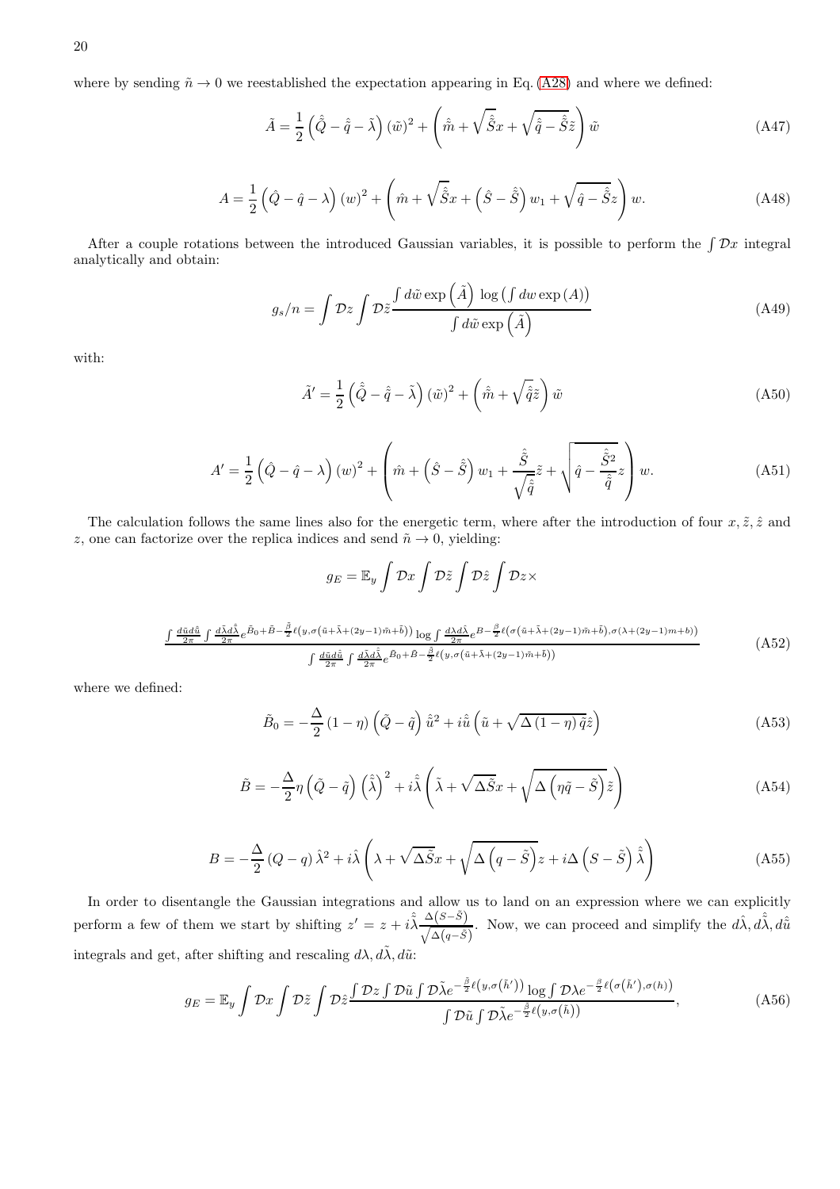where by sending $\tilde{n} \to 0$ we reestablished the expectation appearing in Eq. (A28) and where we defined:

$$\tilde{A} = \frac{1}{2}\left(\hat{\tilde{Q}} - \hat{\tilde{q}} - \tilde{\lambda}\right)(\tilde{w})^2 + \left(\hat{\tilde{m}} + \sqrt{\hat{\tilde{S}}}x + \sqrt{\hat{\tilde{q}} - \hat{\tilde{S}}}\tilde{z}\right)\tilde{w} \tag{A47}$$

$$A = \frac{1}{2}\left(\hat{Q} - \hat{q} - \lambda\right)(w)^2 + \left(\hat{m} + \sqrt{\hat{\tilde{S}}}x + \left(\hat{S} - \hat{\tilde{S}}\right)w_1 + \sqrt{\hat{q} - \hat{\tilde{S}}}z\right)w. \tag{A48}$$

After a couple rotations between the introduced Gaussian variables, it is possible to perform the $\int \mathcal{D}x$ integral analytically and obtain:

$$g_s/n = \int \mathcal{D}z \int \mathcal{D}\tilde{z} \frac{\int d\tilde{w} \exp\left(\tilde{A}\right) \log\left(\int dw \exp\left(A\right)\right)}{\int d\tilde{w} \exp\left(\tilde{A}\right)} \tag{A49}$$

with:

$$\tilde{A}' = \frac{1}{2}\left(\hat{\tilde{Q}} - \hat{\tilde{q}} - \tilde{\lambda}\right)(\tilde{w})^2 + \left(\hat{\tilde{m}} + \sqrt{\hat{\tilde{q}}}\tilde{z}\right)\tilde{w} \tag{A50}$$

$$A' = \frac{1}{2}\left(\hat{Q} - \hat{q} - \lambda\right)(w)^2 + \left(\hat{m} + \left(\hat{S} - \hat{\tilde{S}}\right)w_1 + \frac{\hat{\tilde{S}}}{\sqrt{\hat{\tilde{q}}}}\tilde{z} + \sqrt{\hat{q} - \frac{\hat{\tilde{S}}^2}{\hat{\tilde{q}}}}z\right)w. \tag{A51}$$

The calculation follows the same lines also for the energetic term, where after the introduction of four $x, \tilde{z}, \hat{z}$ and $z$, one can factorize over the replica indices and send $\tilde{n} \to 0$, yielding:

$$g_E = \mathbb{E}_y \int \mathcal{D}x \int \mathcal{D}\tilde{z} \int \mathcal{D}\hat{z} \int \mathcal{D}z \times$$

$$\frac{\int \frac{d\tilde{u}d\hat{\tilde{u}}}{2\pi} \int \frac{d\tilde{\lambda}d\hat{\tilde{\lambda}}}{2\pi} e^{\tilde{B}_0 + \tilde{B} - \frac{\tilde{\beta}}{2}\ell\left(y, \sigma\left(\tilde{u} + \tilde{\lambda} + (2y-1)\tilde{m} + \tilde{b}\right)\right)} \log \int \frac{d\lambda d\hat{\lambda}}{2\pi} e^{B - \frac{\beta}{2}\ell\left(\sigma\left(\tilde{u} + \tilde{\lambda} + (2y-1)\tilde{m} + \tilde{b}\right), \sigma\left(\lambda + (2y-1)m + b\right)\right)}}{\int \frac{d\tilde{u}d\hat{\tilde{u}}}{2\pi} \int \frac{d\tilde{\lambda}d\hat{\tilde{\lambda}}}{2\pi} e^{\tilde{B}_0 + \tilde{B} - \frac{\tilde{\beta}}{2}\ell\left(y, \sigma\left(\tilde{u} + \tilde{\lambda} + (2y-1)\tilde{m} + \tilde{b}\right)\right)}} \tag{A52}$$

where we defined:

$$\tilde{B}_0 = -\frac{\Delta}{2}(1-\eta)\left(\tilde{Q} - \tilde{q}\right)\hat{\tilde{u}}^2 + i\hat{\tilde{u}}\left(\tilde{u} + \sqrt{\Delta(1-\eta)\tilde{q}}\hat{z}\right) \tag{A53}$$

$$\tilde{B} = -\frac{\Delta}{2}\eta\left(\tilde{Q} - \tilde{q}\right)\left(\hat{\tilde{\lambda}}\right)^2 + i\hat{\tilde{\lambda}}\left(\tilde{\lambda} + \sqrt{\Delta\tilde{S}}x + \sqrt{\Delta\left(\eta\tilde{q} - \tilde{S}\right)}\tilde{z}\right) \tag{A54}$$

$$B = -\frac{\Delta}{2}(Q - q)\hat{\lambda}^2 + i\hat{\lambda}\left(\lambda + \sqrt{\Delta\tilde{S}}x + \sqrt{\Delta\left(q - \tilde{S}\right)}z + i\Delta\left(S - \tilde{S}\right)\hat{\tilde{\lambda}}\right) \tag{A55}$$

In order to disentangle the Gaussian integrations and allow us to land on an expression where we can explicitly perform a few of them we start by shifting $z' = z + i\hat{\tilde{\lambda}}\frac{\Delta\left(S - \tilde{S}\right)}{\sqrt{\Delta\left(q - \tilde{S}\right)}}$. Now, we can proceed and simplify the $d\hat{\lambda}, d\hat{\tilde{\lambda}}, d\hat{\tilde{u}}$ integrals and get, after shifting and rescaling $d\lambda, d\tilde{\lambda}, d\tilde{u}$:

$$g_E = \mathbb{E}_y \int \mathcal{D}x \int \mathcal{D}\tilde{z} \int \mathcal{D}\hat{z} \frac{\int \mathcal{D}z \int \mathcal{D}\tilde{u} \int \mathcal{D}\tilde{\lambda} e^{-\frac{\tilde{\beta}}{2}\ell\left(y, \sigma\left(\tilde{h}'\right)\right)} \log \int \mathcal{D}\lambda e^{-\frac{\beta}{2}\ell\left(\sigma\left(\tilde{h}'\right), \sigma(h)\right)}}{\int \mathcal{D}\tilde{u} \int \mathcal{D}\tilde{\lambda} e^{-\frac{\tilde{\beta}}{2}\ell\left(y, \sigma\left(\tilde{h}\right)\right)}}, \tag{A56}$$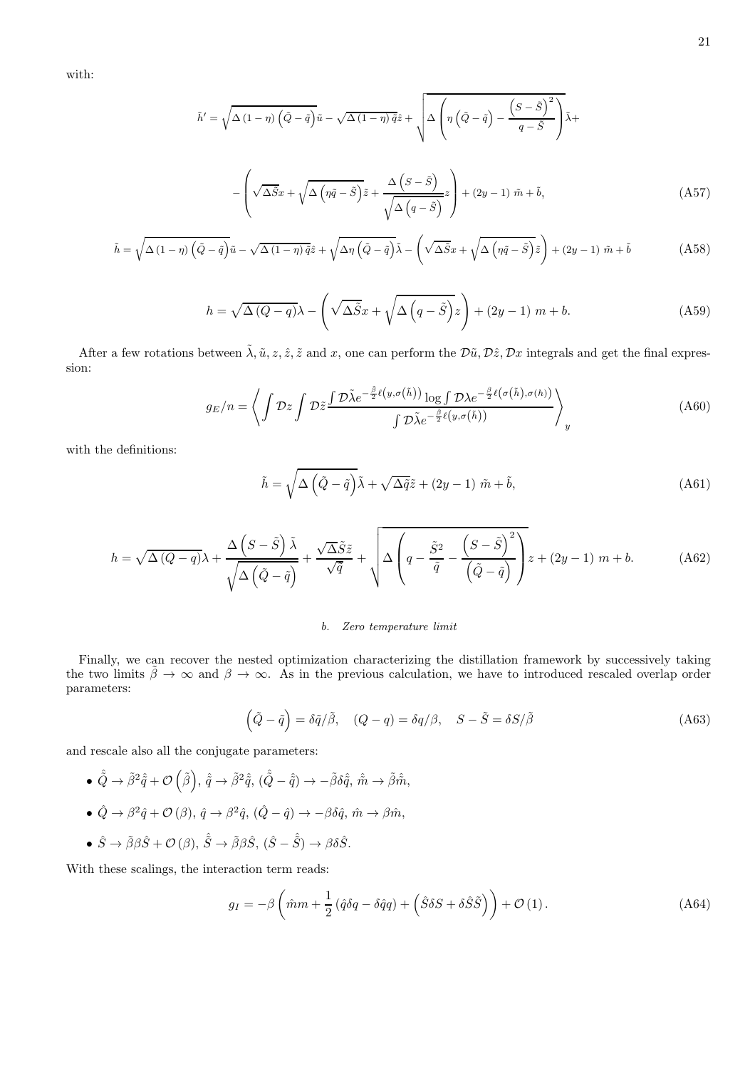with:

$$\tilde{h}' = \sqrt{\Delta\left(1-\eta\right)\left(\tilde{Q}-\tilde{q}\right)}\tilde{u} - \sqrt{\Delta\left(1-\eta\right)\tilde{q}}\hat{z} + \sqrt{\Delta\left(\eta\left(\tilde{Q}-\tilde{q}\right) - \frac{\left(S-\tilde{S}\right)^2}{q-\tilde{S}}\right)}\tilde{\lambda} +$$

$$-\left(\sqrt{\Delta\tilde{S}}x + \sqrt{\Delta\left(\eta\tilde{q}-\tilde{S}\right)}\tilde{z} + \frac{\Delta\left(S-\tilde{S}\right)}{\sqrt{\Delta\left(q-\tilde{S}\right)}}z\right) + (2y-1)\ \tilde{m} + \tilde{b}, \tag{A57}$$

$$\tilde{h} = \sqrt{\Delta\left(1-\eta\right)\left(\tilde{Q}-\tilde{q}\right)}\tilde{u} - \sqrt{\Delta\left(1-\eta\right)\tilde{q}}\hat{z} + \sqrt{\Delta\eta\left(\tilde{Q}-\tilde{q}\right)}\tilde{\lambda} - \left(\sqrt{\Delta\tilde{S}}x + \sqrt{\Delta\left(\eta\tilde{q}-\tilde{S}\right)}\tilde{z}\right) + (2y-1)\ \tilde{m} + \tilde{b} \tag{A58}$$

$$h = \sqrt{\Delta\left(Q-q\right)}\lambda - \left(\sqrt{\Delta\tilde{S}}x + \sqrt{\Delta\left(q-\tilde{S}\right)}z\right) + (2y-1)\ m + b. \tag{A59}$$

After a few rotations between $\tilde{\lambda}, \tilde{u}, z, \hat{z}, \tilde{z}$ and $x$, one can perform the $\mathcal{D}\tilde{u}, \mathcal{D}\hat{z}, \mathcal{D}x$ integrals and get the final expression:

$$g_E/n = \left\langle \int \mathcal{D}z \int \mathcal{D}\tilde{z} \frac{\int \mathcal{D}\tilde{\lambda} e^{-\frac{\tilde{\beta}}{2}\ell\left(y,\sigma\left(\tilde{h}\right)\right)} \log \int \mathcal{D}\lambda e^{-\frac{\beta}{2}\ell\left(\sigma\left(\tilde{h}\right),\sigma(h)\right)}}{\int \mathcal{D}\tilde{\lambda} e^{-\frac{\tilde{\beta}}{2}\ell\left(y,\sigma\left(\tilde{h}\right)\right)}} \right\rangle_y \tag{A60}$$

with the definitions:

$$\tilde{h} = \sqrt{\Delta\left(\tilde{Q}-\tilde{q}\right)}\tilde{\lambda} + \sqrt{\Delta\tilde{q}}\tilde{z} + (2y-1)\ \tilde{m} + \tilde{b}, \tag{A61}$$

$$h = \sqrt{\Delta\left(Q-q\right)}\lambda + \frac{\Delta\left(S-\tilde{S}\right)\tilde{\lambda}}{\sqrt{\Delta\left(\tilde{Q}-\tilde{q}\right)}} + \frac{\sqrt{\Delta}\tilde{S}\tilde{z}}{\sqrt{\tilde{q}}} + \sqrt{\Delta\left(q - \frac{\tilde{S}^2}{\tilde{q}} - \frac{\left(S-\tilde{S}\right)^2}{\left(\tilde{Q}-\tilde{q}\right)}\right)}z + (2y-1)\ m + b. \tag{A62}$$

### *b. Zero temperature limit*

Finally, we can recover the nested optimization characterizing the distillation framework by successively taking the two limits $\tilde{\beta} \to \infty$ and $\beta \to \infty$. As in the previous calculation, we have to introduced rescaled overlap order parameters:

$$\left(\tilde{Q}-\tilde{q}\right) = \delta\tilde{q}/\tilde{\beta}, \quad (Q-q) = \delta q/\beta, \quad S - \tilde{S} = \delta S/\tilde{\beta} \tag{A63}$$

and rescale also all the conjugate parameters:

- $\hat{\tilde{Q}} \to \tilde{\beta}^2\hat{\tilde{q}} + \mathcal{O}\left(\tilde{\beta}\right)$, $\hat{\tilde{q}} \to \tilde{\beta}^2\hat{\tilde{q}}$, $(\hat{\tilde{Q}} - \hat{\tilde{q}}) \to -\tilde{\beta}\delta\hat{\tilde{q}}$, $\hat{\tilde{m}} \to \tilde{\beta}\hat{\tilde{m}}$,
- $\hat{Q} \to \beta^2\hat{q} + \mathcal{O}\left(\beta\right)$, $\hat{q} \to \beta^2\hat{q}$, $(\hat{Q}-\hat{q}) \to -\beta\delta\hat{q}$, $\hat{m} \to \beta\hat{m}$,
- $\hat{S} \to \tilde{\beta}\beta\hat{S} + \mathcal{O}\left(\beta\right)$, $\hat{\tilde{S}} \to \tilde{\beta}\beta\hat{S}$, $(\hat{S} - \hat{\tilde{S}}) \to \beta\delta\hat{S}$.

With these scalings, the interaction term reads:

$$g_I = -\beta\left(\hat{m}m + \frac{1}{2}\left(\hat{q}\delta q - \delta\hat{q}q\right) + \left(\hat{S}\delta S + \delta\hat{S}\tilde{S}\right)\right) + \mathcal{O}\left(1\right). \tag{A64}$$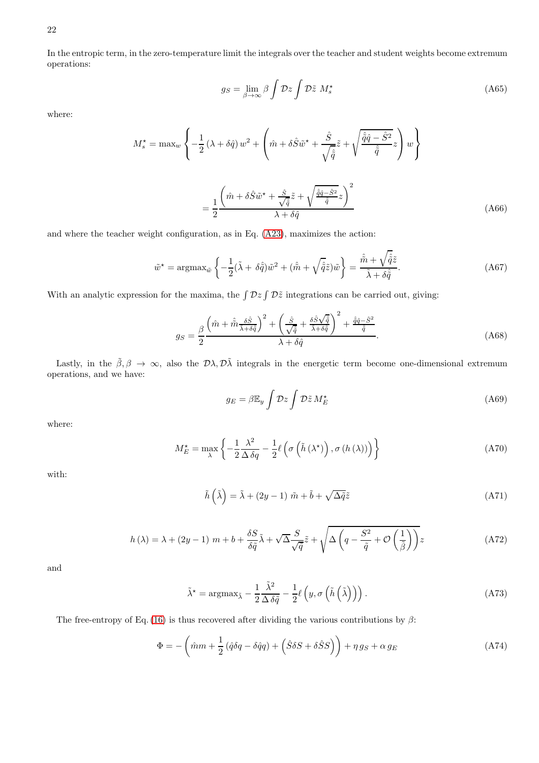In the entropic term, in the zero-temperature limit the integrals over the teacher and student weights become extremum operations:

$$g_S = \lim_{\beta\to\infty} \beta \int \mathcal{D}z \int \mathcal{D}\tilde{z}\; M_s^\star \tag{A65}$$

where:

$$M_s^\star = \max_w \left\{ -\frac{1}{2}\left(\lambda + \delta\hat{q}\right) w^2 + \left( \hat{m} + \delta\hat{S}\tilde{w}^\star + \frac{\hat{S}}{\sqrt{\hat{\tilde{q}}}}\tilde{z} + \sqrt{\frac{\hat{\tilde{q}}\hat{q} - \hat{S}^2}{\hat{\tilde{q}}}} z \right) w \right\}$$

$$= \frac{1}{2} \frac{\left( \hat{m} + \delta\hat{S}\tilde{w}^\star + \frac{\hat{S}}{\sqrt{\hat{\tilde{q}}}}\tilde{z} + \sqrt{\frac{\hat{\tilde{q}}\hat{q} - \hat{S}^2}{\hat{\tilde{q}}}} z \right)^2}{\lambda + \delta\hat{q}} \tag{A66}$$

and where the teacher weight configuration, as in Eq. (A23), maximizes the action:

$$\tilde{w}^\star = \text{argmax}_{\tilde{w}} \left\{ -\frac{1}{2}(\tilde{\lambda} + \delta\hat{\tilde{q}})\tilde{w}^2 + (\hat{\tilde{m}} + \sqrt{\hat{\tilde{q}}}\tilde{z})\tilde{w} \right\} = \frac{\hat{\tilde{m}} + \sqrt{\hat{\tilde{q}}}\tilde{z}}{\tilde{\lambda} + \delta\hat{\tilde{q}}}. \tag{A67}$$

With an analytic expression for the maxima, the $\int \mathcal{D}z \int \mathcal{D}\tilde{z}$ integrations can be carried out, giving:

$$g_S = \frac{\beta}{2} \frac{\left( \hat{m} + \hat{\tilde{m}}\frac{\delta\hat{S}}{\tilde{\lambda} + \delta\hat{\tilde{q}}} \right)^2 + \left( \frac{\hat{S}}{\sqrt{\hat{\tilde{q}}}} + \frac{\delta\hat{S}\sqrt{\hat{\tilde{q}}}}{\tilde{\lambda} + \delta\hat{\tilde{q}}} \right)^2 + \frac{\hat{\tilde{q}}\hat{q} - \hat{S}^2}{\hat{\tilde{q}}}}{\lambda + \delta\hat{q}}. \tag{A68}$$

Lastly, in the $\tilde{\beta}, \beta \to \infty$, also the $\mathcal{D}\lambda, \mathcal{D}\tilde{\lambda}$ integrals in the energetic term become one-dimensional extremum operations, and we have:

$$g_E = \beta \mathbb{E}_y \int \mathcal{D}z \int \mathcal{D}\tilde{z}\, M_E^\star \tag{A69}$$

where:

$$M_E^\star = \max_\lambda \left\{ -\frac{1}{2}\frac{\lambda^2}{\Delta\,\delta q} - \frac{1}{2}\ell\left( \sigma\left( \tilde{h}\left(\lambda^\star\right)\right), \sigma\left(h\left(\lambda\right)\right) \right) \right\} \tag{A70}$$

with:

$$\tilde{h}\left(\tilde{\lambda}\right) = \tilde{\lambda} + (2y-1)\;\tilde{m} + \tilde{b} + \sqrt{\Delta\tilde{q}}\tilde{z} \tag{A71}$$

$$h\left(\lambda\right) = \lambda + (2y-1)\;m + b + \frac{\delta S}{\delta\tilde{q}}\tilde{\lambda} + \sqrt{\Delta}\frac{S}{\sqrt{\tilde{q}}}\tilde{z} + \sqrt{\Delta\left( q - \frac{S^2}{\tilde{q}} + \mathcal{O}\left(\frac{1}{\tilde{\beta}}\right)\right)} z \tag{A72}$$

and

$$\tilde{\lambda}^\star = \text{argmax}_{\tilde{\lambda}} - \frac{1}{2}\frac{\tilde{\lambda}^2}{\Delta\,\delta\tilde{q}} - \frac{1}{2}\ell\left( y, \sigma\left(\tilde{h}\left(\tilde{\lambda}\right)\right)\right). \tag{A73}$$

The free-entropy of Eq. (16) is thus recovered after dividing the various contributions by $\beta$:

$$\Phi = -\left( \hat{m}m + \frac{1}{2}\left(\hat{q}\delta q - \delta\hat{q}q\right) + \left(\hat{S}\delta S + \delta\hat{S}S\right)\right) + \eta\, g_S + \alpha\, g_E \tag{A74}$$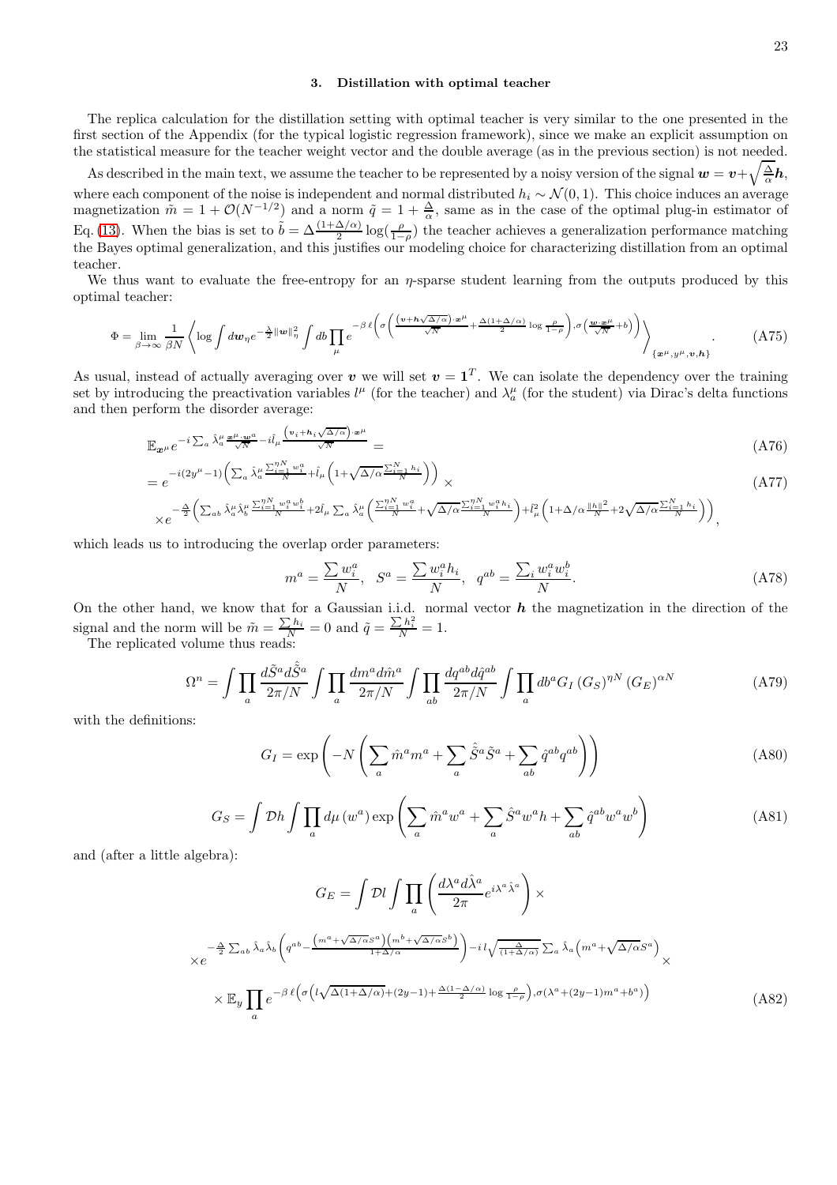### 3. Distillation with optimal teacher

The replica calculation for the distillation setting with optimal teacher is very similar to the one presented in the first section of the Appendix (for the typical logistic regression framework), since we make an explicit assumption on the statistical measure for the teacher weight vector and the double average (as in the previous section) is not needed.

As described in the main text, we assume the teacher to be represented by a noisy version of the signal $\boldsymbol{w} = \boldsymbol{v} + \sqrt{\frac{\Delta}{\alpha}}\boldsymbol{h}$, where each component of the noise is independent and normal distributed $h_i \sim \mathcal{N}(0,1)$. This choice induces an average magnetization $\tilde{m} = 1 + \mathcal{O}(N^{-1/2})$ and a norm $\tilde{q} = 1 + \frac{\Delta}{\alpha}$, same as in the case of the optimal plug-in estimator of Eq. (13). When the bias is set to $\tilde{b} = \Delta\frac{(1+\Delta/\alpha)}{2}\log(\frac{\rho}{1-\rho})$ the teacher achieves a generalization performance matching the Bayes optimal generalization, and this justifies our modeling choice for characterizing distillation from an optimal teacher.

We thus want to evaluate the free-entropy for an $\eta$-sparse student learning from the outputs produced by this optimal teacher:

$$\Phi = \lim_{\beta\to\infty}\frac{1}{\beta N}\left\langle \log\int d\boldsymbol{w}_\eta e^{-\frac{\lambda}{2}\|\boldsymbol{w}\|_\eta^2}\int db\prod_\mu e^{-\beta\,\ell\left(\sigma\left(\frac{\left(\boldsymbol{v}+\boldsymbol{h}\sqrt{\Delta/\alpha}\right)\cdot\boldsymbol{x}^\mu}{\sqrt{N}}+\frac{\Delta(1+\Delta/\alpha)}{2}\log\frac{\rho}{1-\rho}\right),\sigma\left(\frac{\boldsymbol{w}\cdot\boldsymbol{x}^\mu}{\sqrt{N}}+b\right)\right)}\right\rangle_{\{\boldsymbol{x}^\mu,y^\mu,\boldsymbol{v},\boldsymbol{h}\}}. \tag{A75}$$

As usual, instead of actually averaging over $\boldsymbol{v}$ we will set $\boldsymbol{v} = \boldsymbol{1}^T$. We can isolate the dependency over the training set by introducing the preactivation variables $l^\mu$ (for the teacher) and $\lambda_a^\mu$ (for the student) via Dirac's delta functions and then perform the disorder average:

$$\mathbb{E}_{\boldsymbol{x}^\mu} e^{-i\sum_a\hat{\lambda}_a^\mu\frac{\boldsymbol{x}^\mu\cdot\boldsymbol{w}^a}{\sqrt{N}}-i\hat{l}_\mu\frac{\left(\boldsymbol{v}_i+\boldsymbol{h}_i\sqrt{\Delta/\alpha}\right)\cdot\boldsymbol{x}^\mu}{\sqrt{N}}} = \tag{A76}$$

$$= e^{-i(2y^\mu-1)\left(\sum_a\hat{\lambda}_a^\mu\frac{\sum_{i=1}^{\eta N}w_i^a}{N}+\hat{l}_\mu\left(1+\sqrt{\Delta/\alpha}\frac{\sum_{i=1}^N h_i}{N}\right)\right)}\times \tag{A77}$$

$$\times e^{-\frac{\Delta}{2}\left(\sum_{ab}\hat{\lambda}_a^\mu\hat{\lambda}_b^\mu\frac{\sum_{i=1}^{\eta N}w_i^a w_i^b}{N}+2\hat{l}_\mu\sum_a\hat{\lambda}_a^\mu\left(\frac{\sum_{i=1}^{\eta N}w_i^a}{N}+\sqrt{\Delta/\alpha}\frac{\sum_{i=1}^{\eta N}w_i^a h_i}{N}\right)+\hat{l}_\mu^2\left(1+\Delta/\alpha\frac{\|h\|^2}{N}+2\sqrt{\Delta/\alpha}\frac{\sum_{i=1}^N h_i}{N}\right)\right)},$$

which leads us to introducing the overlap order parameters:

$$m^a = \frac{\sum w_i^a}{N},\quad S^a = \frac{\sum w_i^a h_i}{N},\quad q^{ab} = \frac{\sum_i w_i^a w_i^b}{N}. \tag{A78}$$

On the other hand, we know that for a Gaussian i.i.d. normal vector $\boldsymbol{h}$ the magnetization in the direction of the signal and the norm will be $\tilde{m} = \frac{\sum h_i}{N} = 0$ and $\tilde{q} = \frac{\sum h_i^2}{N} = 1$.

The replicated volume thus reads:

$$\Omega^n = \int\prod_a\frac{d\tilde{S}^a d\hat{\tilde{S}}^a}{2\pi/N}\int\prod_a\frac{dm^a d\hat{m}^a}{2\pi/N}\int\prod_{ab}\frac{dq^{ab}d\hat{q}^{ab}}{2\pi/N}\int\prod_a db^a G_I\left(G_S\right)^{\eta N}\left(G_E\right)^{\alpha N} \tag{A79}$$

with the definitions:

$$G_I = \exp\left(-N\left(\sum_a\hat{m}^a m^a+\sum_a\hat{\tilde{S}}^a\tilde{S}^a+\sum_{ab}\hat{q}^{ab}q^{ab}\right)\right) \tag{A80}$$

$$G_S = \int\mathcal{D}h\int\prod_a d\mu\left(w^a\right)\exp\left(\sum_a\hat{m}^a w^a+\sum_a\hat{S}^a w^a h+\sum_{ab}\hat{q}^{ab}w^a w^b\right) \tag{A81}$$

and (after a little algebra):

$$G_E = \int\mathcal{D}l\int\prod_a\left(\frac{d\lambda^a d\hat{\lambda}^a}{2\pi}e^{i\lambda^a\hat{\lambda}^a}\right)\times$$

$$\times e^{-\frac{\Delta}{2}\sum_{ab}\hat{\lambda}_a\hat{\lambda}_b\left(q^{ab}-\frac{\left(m^a+\sqrt{\Delta/\alpha}S^a\right)\left(m^b+\sqrt{\Delta/\alpha}S^b\right)}{1+\Delta/\alpha}\right)-i\,l\sqrt{\frac{\Delta}{(1+\Delta/\alpha)}}\sum_a\hat{\lambda}_a\left(m^a+\sqrt{\Delta/\alpha}S^a\right)}\times$$

$$\times\,\mathbb{E}_y\prod_a e^{-\beta\,\ell\left(\sigma\left(l\sqrt{\Delta(1+\Delta/\alpha)}+(2y-1)+\frac{\Delta(1-\Delta/\alpha)}{2}\log\frac{\rho}{1-\rho}\right),\sigma\left(\lambda^a+(2y-1)m^a+b^a\right)\right)} \tag{A82}$$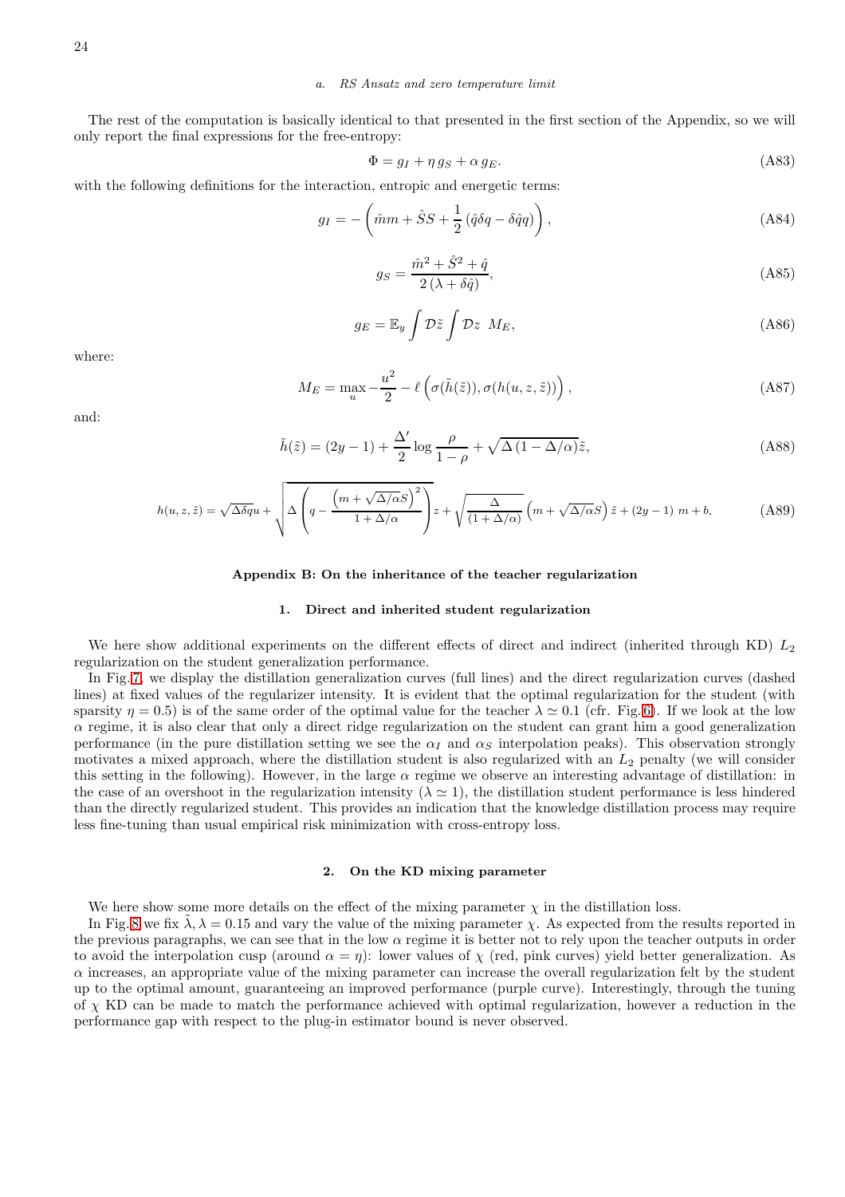#### a. RS Ansatz and zero temperature limit

The rest of the computation is basically identical to that presented in the first section of the Appendix, so we will only report the final expressions for the free-entropy:

$$\Phi = g_I + \eta\, g_S + \alpha\, g_E. \tag{A83}$$

with the following definitions for the interaction, entropic and energetic terms:

$$g_I = -\left(\hat{m}m + \hat{S}S + \frac{1}{2}\left(\hat{q}\delta q - \delta\hat{q}q\right)\right), \tag{A84}$$

$$g_S = \frac{\hat{m}^2 + \hat{S}^2 + \hat{q}}{2\left(\lambda + \delta\hat{q}\right)}, \tag{A85}$$

$$g_E = \mathbb{E}_y \int \mathcal{D}\tilde{z} \int \mathcal{D}z \;\; M_E, \tag{A86}$$

where:

$$M_E = \max_u -\frac{u^2}{2} - \ell\left(\sigma(\tilde{h}(\tilde{z})), \sigma(h(u,z,\tilde{z}))\right), \tag{A87}$$

and:

$$\tilde{h}(\tilde{z}) = (2y-1) + \frac{\Delta'}{2}\log\frac{\rho}{1-\rho} + \sqrt{\Delta\left(1 - \Delta/\alpha\right)}\tilde{z}, \tag{A88}$$

$$h(u,z,\tilde{z}) = \sqrt{\Delta\delta q}u + \sqrt{\Delta\left(q - \frac{\left(m + \sqrt{\Delta/\alpha}S\right)^2}{1+\Delta/\alpha}\right)}z + \sqrt{\frac{\Delta}{(1+\Delta/\alpha)}}\left(m + \sqrt{\Delta/\alpha}S\right)\tilde{z} + (2y-1)\; m + b. \tag{A89}$$

## Appendix B: On the inheritance of the teacher regularization

### 1. Direct and inherited student regularization

We here show additional experiments on the different effects of direct and indirect (inherited through KD) $L_2$ regularization on the student generalization performance.

In Fig. 7, we display the distillation generalization curves (full lines) and the direct regularization curves (dashed lines) at fixed values of the regularizer intensity. It is evident that the optimal regularization for the student (with sparsity $\eta = 0.5$) is of the same order of the optimal value for the teacher $\lambda \simeq 0.1$ (cfr. Fig. 6). If we look at the low $\alpha$ regime, it is also clear that only a direct ridge regularization on the student can grant him a good generalization performance (in the pure distillation setting we see the $\alpha_I$ and $\alpha_S$ interpolation peaks). This observation strongly motivates a mixed approach, where the distillation student is also regularized with an $L_2$ penalty (we will consider this setting in the following). However, in the large $\alpha$ regime we observe an interesting advantage of distillation: in the case of an overshoot in the regularization intensity ($\lambda \simeq 1$), the distillation student performance is less hindered than the directly regularized student. This provides an indication that the knowledge distillation process may require less fine-tuning than usual empirical risk minimization with cross-entropy loss.

### 2. On the KD mixing parameter

We here show some more details on the effect of the mixing parameter $\chi$ in the distillation loss.

In Fig. 8 we fix $\tilde{\lambda}, \lambda = 0.15$ and vary the value of the mixing parameter $\chi$. As expected from the results reported in the previous paragraphs, we can see that in the low $\alpha$ regime it is better not to rely upon the teacher outputs in order to avoid the interpolation cusp (around $\alpha = \eta$): lower values of $\chi$ (red, pink curves) yield better generalization. As $\alpha$ increases, an appropriate value of the mixing parameter can increase the overall regularization felt by the student up to the optimal amount, guaranteeing an improved performance (purple curve). Interestingly, through the tuning of $\chi$ KD can be made to match the performance achieved with optimal regularization, however a reduction in the performance gap with respect to the plug-in estimator bound is never observed.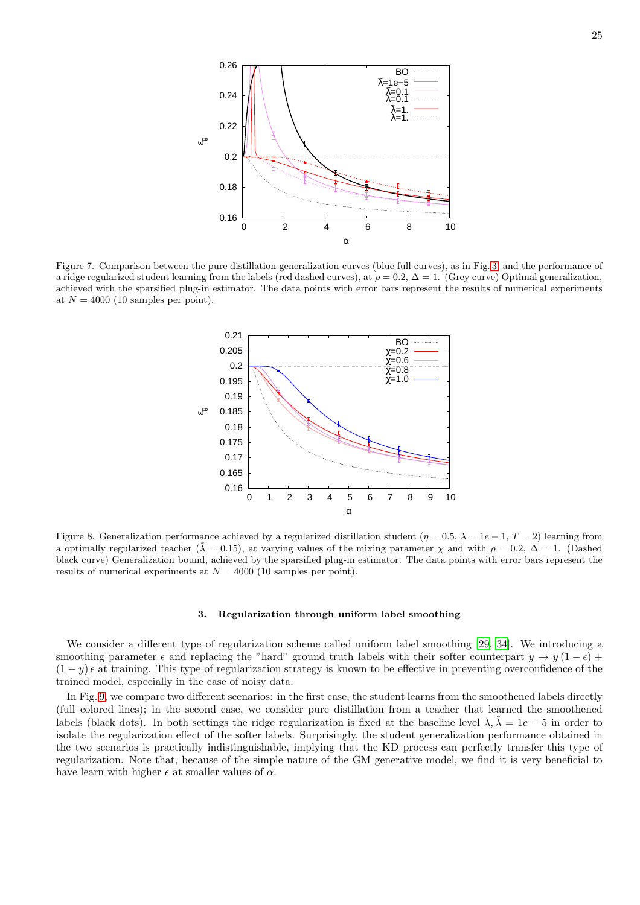Figure 7. Comparison between the pure distillation generalization curves (blue full curves), as in Fig. 3, and the performance of a ridge regularized student learning from the labels (red dashed curves), at $\rho = 0.2$, $\Delta = 1$. (Grey curve) Optimal generalization, achieved with the sparsified plug-in estimator. The data points with error bars represent the results of numerical experiments at $N = 4000$ (10 samples per point).

Figure 8. Generalization performance achieved by a regularized distillation student ($\eta = 0.5$, $\lambda = 1e-1$, $T = 2$) learning from a optimally regularized teacher ($\tilde{\lambda} = 0.15$), at varying values of the mixing parameter $\chi$ and with $\rho = 0.2$, $\Delta = 1$. (Dashed black curve) Generalization bound, achieved by the sparsified plug-in estimator. The data points with error bars represent the results of numerical experiments at $N = 4000$ (10 samples per point).

### 3. Regularization through uniform label smoothing

We consider a different type of regularization scheme called uniform label smoothing [29, 34]. We introducing a smoothing parameter $\epsilon$ and replacing the "hard" ground truth labels with their softer counterpart $y \to y(1-\epsilon) + (1-y)\,\epsilon$ at training. This type of regularization strategy is known to be effective in preventing overconfidence of the trained model, especially in the case of noisy data.

In Fig. 9, we compare two different scenarios: in the first case, the student learns from the smoothened labels directly (full colored lines); in the second case, we consider pure distillation from a teacher that learned the smoothened labels (black dots). In both settings the ridge regularization is fixed at the baseline level $\lambda, \tilde{\lambda} = 1e-5$ in order to isolate the regularization effect of the softer labels. Surprisingly, the student generalization performance obtained in the two scenarios is practically indistinguishable, implying that the KD process can perfectly transfer this type of regularization. Note that, because of the simple nature of the GM generative model, we find it is very beneficial to have learn with higher $\epsilon$ at smaller values of $\alpha$.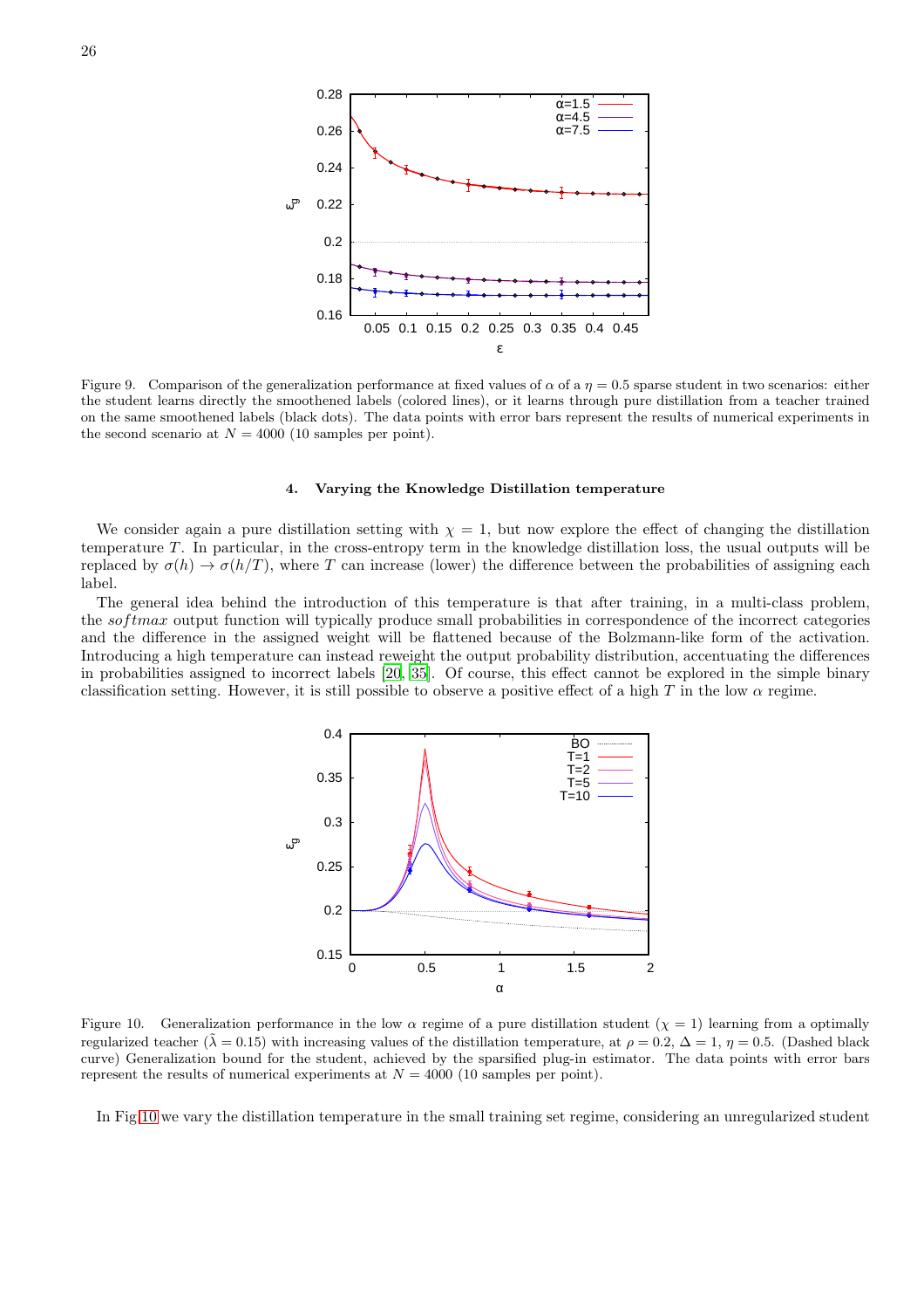Figure 9. Comparison of the generalization performance at fixed values of $\alpha$ of a $\eta = 0.5$ sparse student in two scenarios: either the student learns directly the smoothened labels (colored lines), or it learns through pure distillation from a teacher trained on the same smoothened labels (black dots). The data points with error bars represent the results of numerical experiments in the second scenario at $N = 4000$ (10 samples per point).

### 4. Varying the Knowledge Distillation temperature

We consider again a pure distillation setting with $\chi = 1$, but now explore the effect of changing the distillation temperature $T$. In particular, in the cross-entropy term in the knowledge distillation loss, the usual outputs will be replaced by $\sigma(h) \to \sigma(h/T)$, where $T$ can increase (lower) the difference between the probabilities of assigning each label.

The general idea behind the introduction of this temperature is that after training, in a multi-class problem, the *softmax* output function will typically produce small probabilities in correspondence of the incorrect categories and the difference in the assigned weight will be flattened because of the Bolzmann-like form of the activation. Introducing a high temperature can instead reweight the output probability distribution, accentuating the differences in probabilities assigned to incorrect labels [20, 35]. Of course, this effect cannot be explored in the simple binary classification setting. However, it is still possible to observe a positive effect of a high $T$ in the low $\alpha$ regime.

Figure 10. Generalization performance in the low $\alpha$ regime of a pure distillation student ($\chi = 1$) learning from a optimally regularized teacher ($\tilde{\lambda} = 0.15$) with increasing values of the distillation temperature, at $\rho = 0.2$, $\Delta = 1$, $\eta = 0.5$. (Dashed black curve) Generalization bound for the student, achieved by the sparsified plug-in estimator. The data points with error bars represent the results of numerical experiments at $N = 4000$ (10 samples per point).

In Fig 10 we vary the distillation temperature in the small training set regime, considering an unregularized student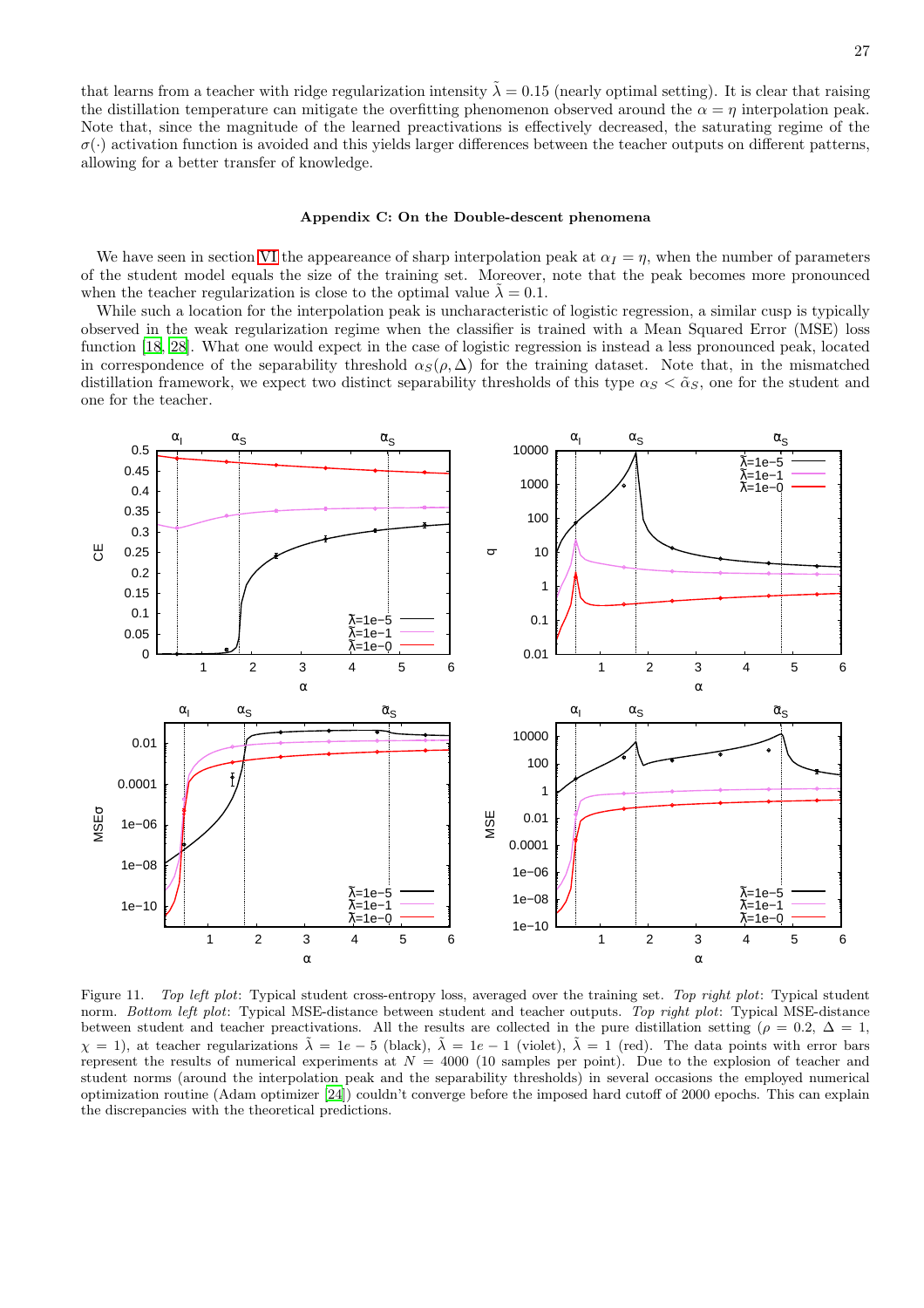that learns from a teacher with ridge regularization intensity $\tilde{\lambda} = 0.15$ (nearly optimal setting). It is clear that raising the distillation temperature can mitigate the overfitting phenomenon observed around the $\alpha = \eta$ interpolation peak. Note that, since the magnitude of the learned preactivations is effectively decreased, the saturating regime of the $\sigma(\cdot)$ activation function is avoided and this yields larger differences between the teacher outputs on different patterns, allowing for a better transfer of knowledge.

### Appendix C: On the Double-descent phenomena

We have seen in section VI the appeareance of sharp interpolation peak at $\alpha_I = \eta$, when the number of parameters of the student model equals the size of the training set. Moreover, note that the peak becomes more pronounced when the teacher regularization is close to the optimal value $\tilde{\lambda} = 0.1$.

While such a location for the interpolation peak is uncharacteristic of logistic regression, a similar cusp is typically observed in the weak regularization regime when the classifier is trained with a Mean Squared Error (MSE) loss function [18, 28]. What one would expect in the case of logistic regression is instead a less pronounced peak, located in correspondence of the separability threshold $\alpha_S(\rho, \Delta)$ for the training dataset. Note that, in the mismatched distillation framework, we expect two distinct separability thresholds of this type $\alpha_S < \tilde{\alpha}_S$, one for the student and one for the teacher.

Figure 11. *Top left plot*: Typical student cross-entropy loss, averaged over the training set. *Top right plot*: Typical student norm. *Bottom left plot*: Typical MSE-distance between student and teacher outputs. *Top right plot*: Typical MSE-distance between student and teacher preactivations. All the results are collected in the pure distillation setting ($\rho = 0.2$, $\Delta = 1$, $\chi = 1$), at teacher regularizations $\tilde{\lambda} = 1e-5$ (black), $\tilde{\lambda} = 1e-1$ (violet), $\tilde{\lambda} = 1$ (red). The data points with error bars represent the results of numerical experiments at $N = 4000$ (10 samples per point). Due to the explosion of teacher and student norms (around the interpolation peak and the separability thresholds) in several occasions the employed numerical optimization routine (Adam optimizer [24]) couldn't converge before the imposed hard cutoff of 2000 epochs. This can explain the discrepancies with the theoretical predictions.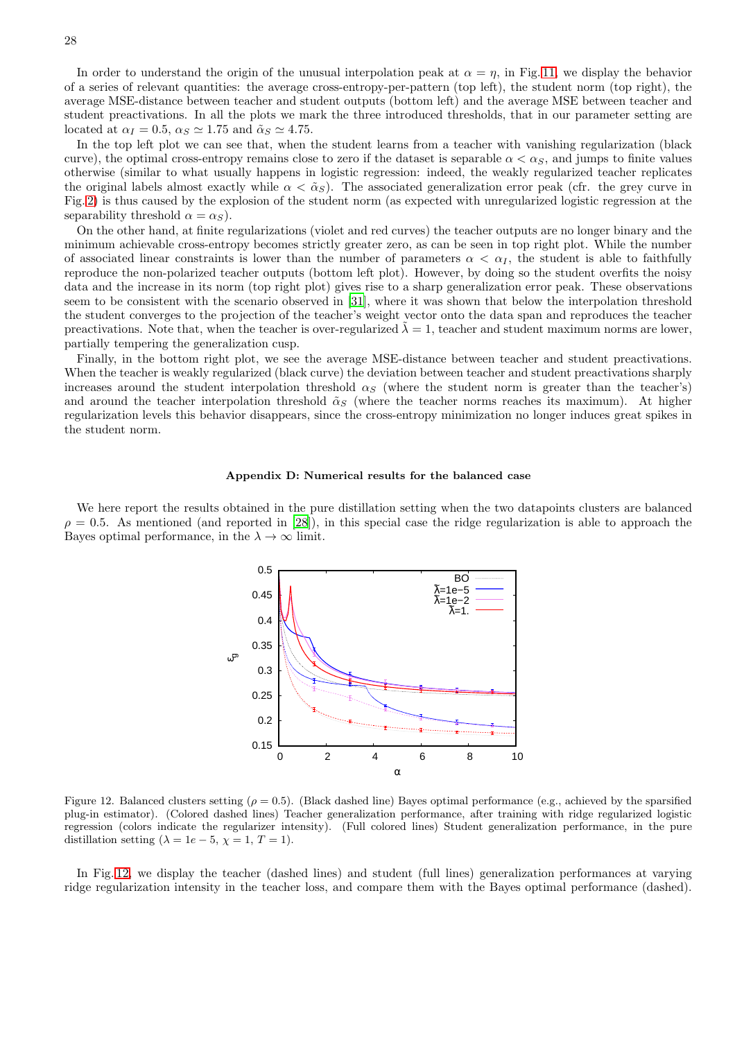In order to understand the origin of the unusual interpolation peak at $\alpha = \eta$, in Fig. 11, we display the behavior of a series of relevant quantities: the average cross-entropy-per-pattern (top left), the student norm (top right), the average MSE-distance between teacher and student outputs (bottom left) and the average MSE between teacher and student preactivations. In all the plots we mark the three introduced thresholds, that in our parameter setting are located at $\alpha_I = 0.5$, $\alpha_S \simeq 1.75$ and $\tilde{\alpha}_S \simeq 4.75$.

In the top left plot we can see that, when the student learns from a teacher with vanishing regularization (black curve), the optimal cross-entropy remains close to zero if the dataset is separable $\alpha < \alpha_S$, and jumps to finite values otherwise (similar to what usually happens in logistic regression: indeed, the weakly regularized teacher replicates the original labels almost exactly while $\alpha < \tilde{\alpha}_S$). The associated generalization error peak (cfr. the grey curve in Fig. 2) is thus caused by the explosion of the student norm (as expected with unregularized logistic regression at the separability threshold $\alpha = \alpha_S$).

On the other hand, at finite regularizations (violet and red curves) the teacher outputs are no longer binary and the minimum achievable cross-entropy becomes strictly greater zero, as can be seen in top right plot. While the number of associated linear constraints is lower than the number of parameters $\alpha < \alpha_I$, the student is able to faithfully reproduce the non-polarized teacher outputs (bottom left plot). However, by doing so the student overfits the noisy data and the increase in its norm (top right plot) gives rise to a sharp generalization error peak. These observations seem to be consistent with the scenario observed in [31], where it was shown that below the interpolation threshold the student converges to the projection of the teacher's weight vector onto the data span and reproduces the teacher preactivations. Note that, when the teacher is over-regularized $\tilde{\lambda} = 1$, teacher and student maximum norms are lower, partially tempering the generalization cusp.

Finally, in the bottom right plot, we see the average MSE-distance between teacher and student preactivations. When the teacher is weakly regularized (black curve) the deviation between teacher and student preactivations sharply increases around the student interpolation threshold $\alpha_S$ (where the student norm is greater than the teacher's) and around the teacher interpolation threshold $\tilde{\alpha}_S$ (where the teacher norms reaches its maximum). At higher regularization levels this behavior disappears, since the cross-entropy minimization no longer induces great spikes in the student norm.

## Appendix D: Numerical results for the balanced case

We here report the results obtained in the pure distillation setting when the two datapoints clusters are balanced $\rho = 0.5$. As mentioned (and reported in [28]), in this special case the ridge regularization is able to approach the Bayes optimal performance, in the $\lambda \to \infty$ limit.

Figure 12. Balanced clusters setting ($\rho = 0.5$). (Black dashed line) Bayes optimal performance (e.g., achieved by the sparsified plug-in estimator). (Colored dashed lines) Teacher generalization performance, after training with ridge regularized logistic regression (colors indicate the regularizer intensity). (Full colored lines) Student generalization performance, in the pure distillation setting ($\lambda = 1e-5$, $\chi = 1$, $T = 1$).

In Fig. 12, we display the teacher (dashed lines) and student (full lines) generalization performances at varying ridge regularization intensity in the teacher loss, and compare them with the Bayes optimal performance (dashed).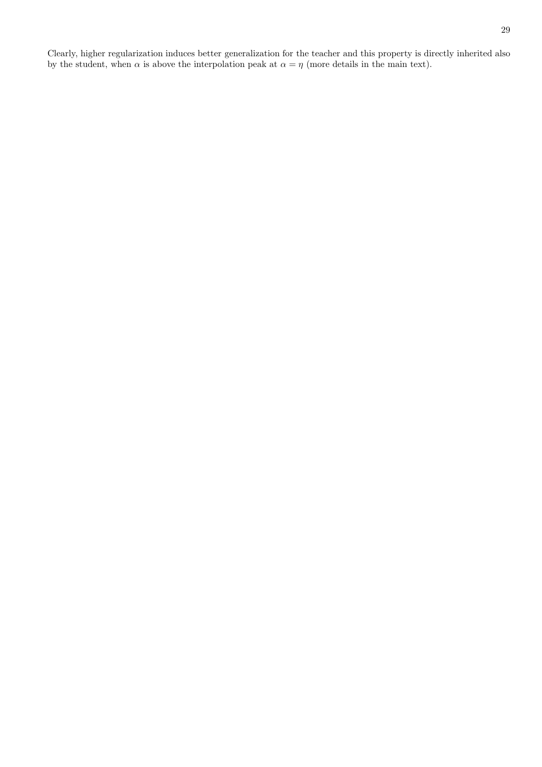Clearly, higher regularization induces better generalization for the teacher and this property is directly inherited also by the student, when $\alpha$ is above the interpolation peak at $\alpha = \eta$ (more details in the main text).